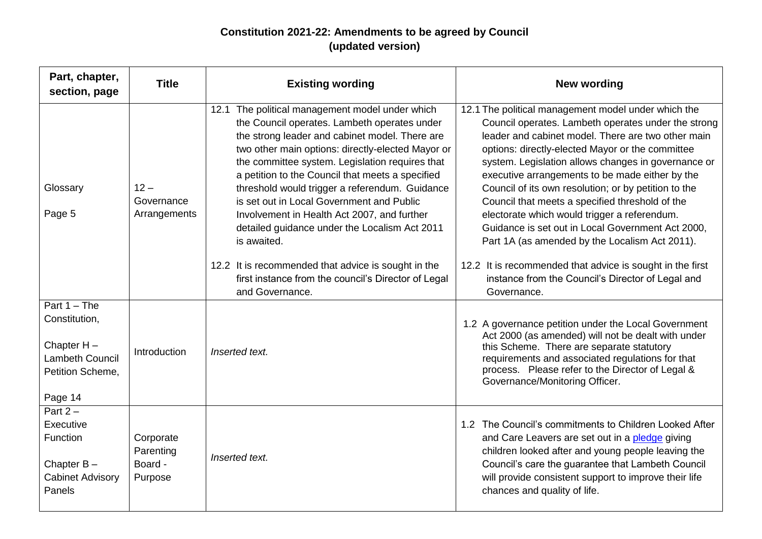# Constitution 2021-22: Amendments to be agreed by Council (updated version)

| Part, chapter, section, page | Title | Existing wording | New wording |
|---|---|---|---|
| Glossary<br><br>Page 5 | 12 – Governance Arrangements | 12.1 The political management model under which the Council operates. Lambeth operates under the strong leader and cabinet model. There are two other main options: directly-elected Mayor or the committee system. Legislation requires that a petition to the Council that meets a specified threshold would trigger a referendum. Guidance is set out in Local Government and Public Involvement in Health Act 2007, and further detailed guidance under the Localism Act 2011 is awaited.<br><br>12.2 It is recommended that advice is sought in the first instance from the council's Director of Legal and Governance. | 12.1 The political management model under which the Council operates. Lambeth operates under the strong leader and cabinet model. There are two other main options: directly-elected Mayor or the committee system. Legislation allows changes in governance or executive arrangements to be made either by the Council of its own resolution; or by petition to the Council that meets a specified threshold of the electorate which would trigger a referendum. Guidance is set out in Local Government Act 2000, Part 1A (as amended by the Localism Act 2011).<br><br>12.2 It is recommended that advice is sought in the first instance from the Council's Director of Legal and Governance. |
| Part 1 – The Constitution,<br><br>Chapter H – Lambeth Council Petition Scheme,<br><br>Page 14 | Introduction | *Inserted text.* | 1.2 A governance petition under the Local Government Act 2000 (as amended) will not be dealt with under this Scheme. There are separate statutory requirements and associated regulations for that process. Please refer to the Director of Legal & Governance/Monitoring Officer. |
| Part 2 – Executive Function<br><br>Chapter B – Cabinet Advisory Panels | Corporate Parenting Board - Purpose | *Inserted text.* | 1.2 The Council's commitments to Children Looked After and Care Leavers are set out in a pledge giving children looked after and young people leaving the Council's care the guarantee that Lambeth Council will provide consistent support to improve their life chances and quality of life. |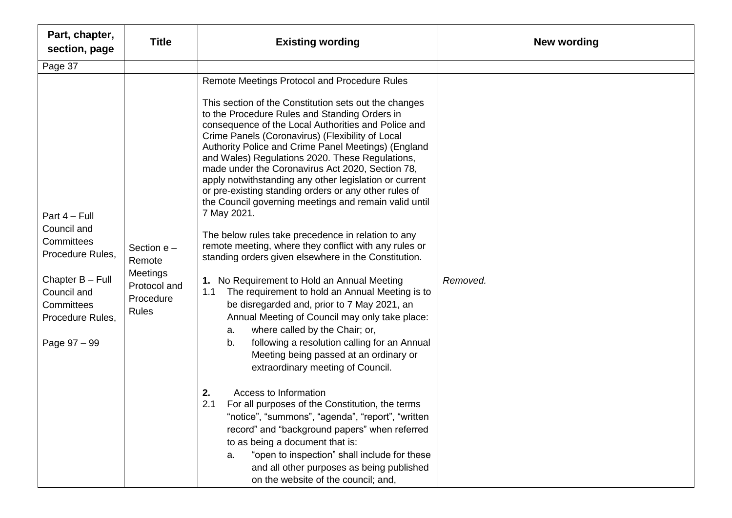| Part, chapter, section, page | Title | Existing wording | New wording |
|---|---|---|---|
| Page 37 | | | |
| Part 4 – Full Council and Committees Procedure Rules,<br><br>Chapter B – Full Council and Committees Procedure Rules,<br><br>Page 97 – 99 | Section e – Remote Meetings Protocol and Procedure Rules | Remote Meetings Protocol and Procedure Rules<br><br>This section of the Constitution sets out the changes to the Procedure Rules and Standing Orders in consequence of the Local Authorities and Police and Crime Panels (Coronavirus) (Flexibility of Local Authority Police and Crime Panel Meetings) (England and Wales) Regulations 2020. These Regulations, made under the Coronavirus Act 2020, Section 78, apply notwithstanding any other legislation or current or pre-existing standing orders or any other rules of the Council governing meetings and remain valid until 7 May 2021.<br><br>The below rules take precedence in relation to any remote meeting, where they conflict with any rules or standing orders given elsewhere in the Constitution.<br><br>**1.** No Requirement to Hold an Annual Meeting<br>1.1 The requirement to hold an Annual Meeting is to be disregarded and, prior to 7 May 2021, an Annual Meeting of Council may only take place:<br>a. where called by the Chair; or,<br>b. following a resolution calling for an Annual Meeting being passed at an ordinary or extraordinary meeting of Council.<br><br>**2.** Access to Information<br>2.1 For all purposes of the Constitution, the terms "notice", "summons", "agenda", "report", "written record" and "background papers" when referred to as being a document that is:<br>a. "open to inspection" shall include for these and all other purposes as being published on the website of the council; and, | *Removed.* |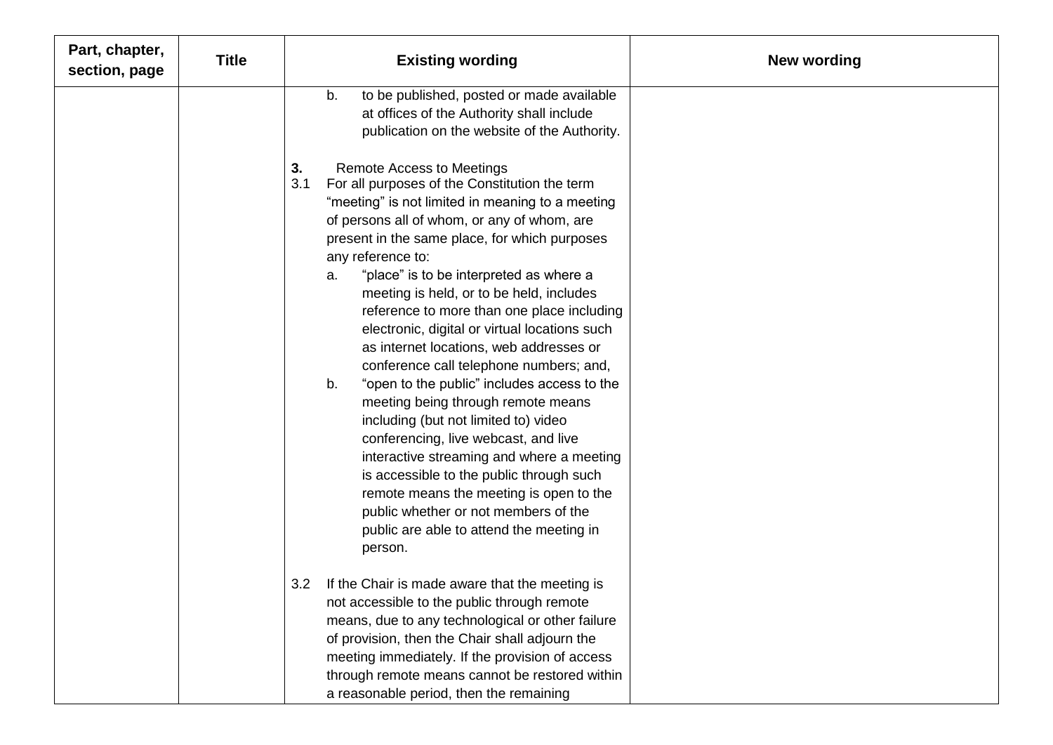| Part, chapter, section, page | Title | Existing wording | New wording |
| --- | --- | --- | --- |
| | | b. to be published, posted or made available at offices of the Authority shall include publication on the website of the Authority.<br><br>**3.** Remote Access to Meetings<br>3.1 For all purposes of the Constitution the term “meeting” is not limited in meaning to a meeting of persons all of whom, or any of whom, are present in the same place, for which purposes any reference to:<br>a. “place” is to be interpreted as where a meeting is held, or to be held, includes reference to more than one place including electronic, digital or virtual locations such as internet locations, web addresses or conference call telephone numbers; and,<br>b. “open to the public” includes access to the meeting being through remote means including (but not limited to) video conferencing, live webcast, and live interactive streaming and where a meeting is accessible to the public through such remote means the meeting is open to the public whether or not members of the public are able to attend the meeting in person.<br><br>3.2 If the Chair is made aware that the meeting is not accessible to the public through remote means, due to any technological or other failure of provision, then the Chair shall adjourn the meeting immediately. If the provision of access through remote means cannot be restored within a reasonable period, then the remaining | |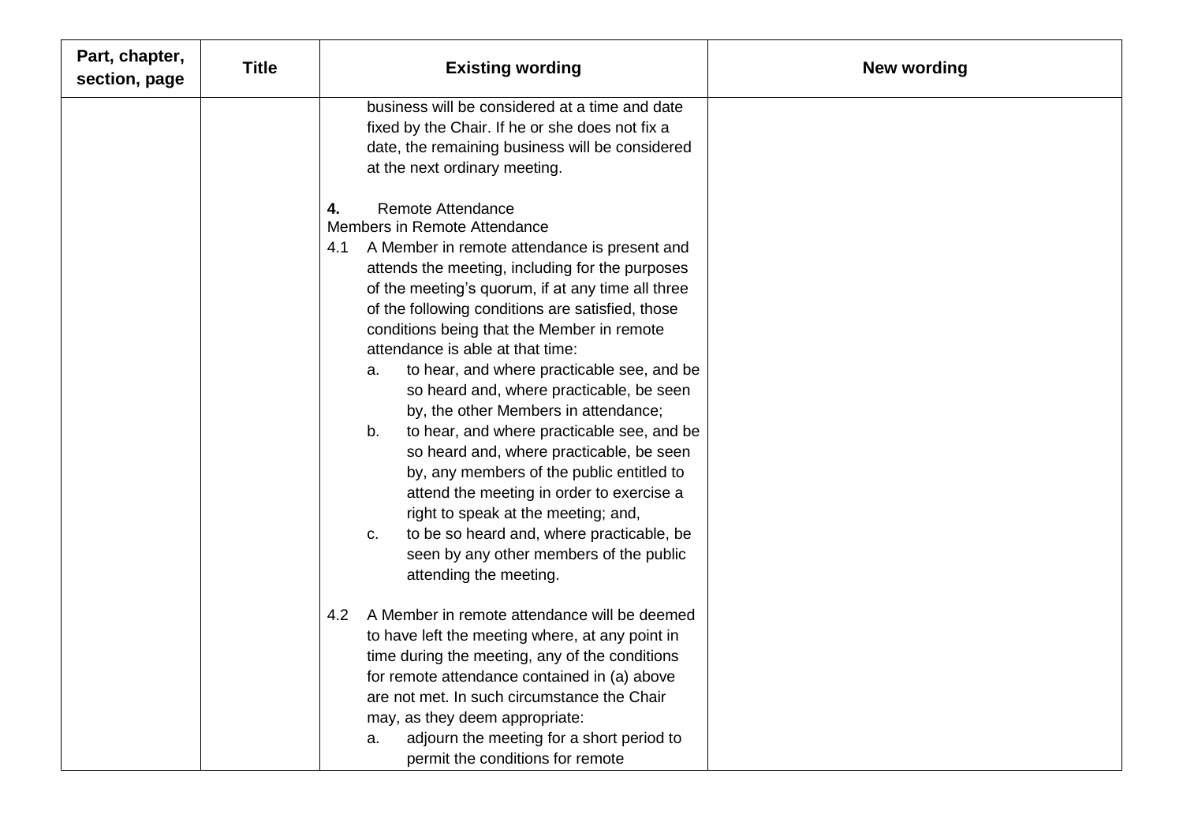| Part, chapter, section, page | Title | Existing wording | New wording |
|---|---|---|---|
| | | business will be considered at a time and date fixed by the Chair. If he or she does not fix a date, the remaining business will be considered at the next ordinary meeting.<br><br>**4.** Remote Attendance<br>Members in Remote Attendance<br>4.1 A Member in remote attendance is present and attends the meeting, including for the purposes of the meeting's quorum, if at any time all three of the following conditions are satisfied, those conditions being that the Member in remote attendance is able at that time:<br>a. to hear, and where practicable see, and be so heard and, where practicable, be seen by, the other Members in attendance;<br>b. to hear, and where practicable see, and be so heard and, where practicable, be seen by, any members of the public entitled to attend the meeting in order to exercise a right to speak at the meeting; and,<br>c. to be so heard and, where practicable, be seen by any other members of the public attending the meeting.<br><br>4.2 A Member in remote attendance will be deemed to have left the meeting where, at any point in time during the meeting, any of the conditions for remote attendance contained in (a) above are not met. In such circumstance the Chair may, as they deem appropriate:<br>a. adjourn the meeting for a short period to permit the conditions for remote | |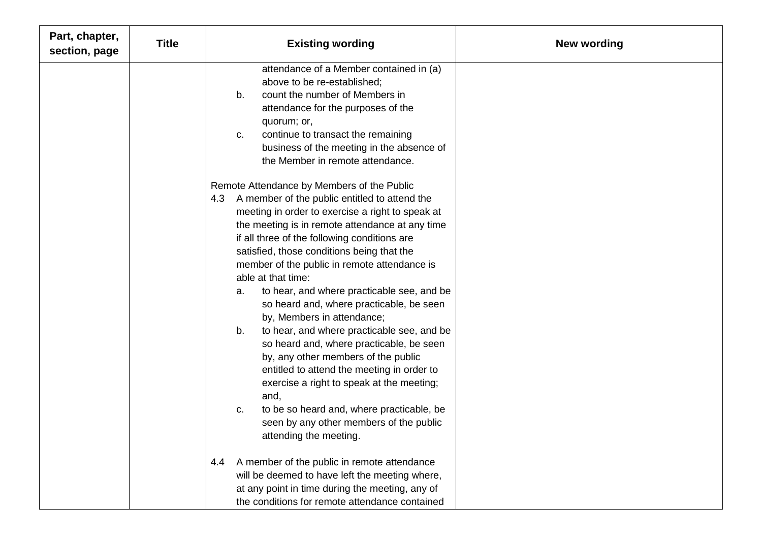| Part, chapter, section, page | Title | Existing wording | New wording |
|---|---|---|---|
| | | attendance of a Member contained in (a) above to be re-established;<br>b. count the number of Members in attendance for the purposes of the quorum; or,<br>c. continue to transact the remaining business of the meeting in the absence of the Member in remote attendance.<br><br>Remote Attendance by Members of the Public<br>4.3 A member of the public entitled to attend the meeting in order to exercise a right to speak at the meeting is in remote attendance at any time if all three of the following conditions are satisfied, those conditions being that the member of the public in remote attendance is able at that time:<br>a. to hear, and where practicable see, and be so heard and, where practicable, be seen by, Members in attendance;<br>b. to hear, and where practicable see, and be so heard and, where practicable, be seen by, any other members of the public entitled to attend the meeting in order to exercise a right to speak at the meeting; and,<br>c. to be so heard and, where practicable, be seen by any other members of the public attending the meeting.<br><br>4.4 A member of the public in remote attendance will be deemed to have left the meeting where, at any point in time during the meeting, any of the conditions for remote attendance contained | |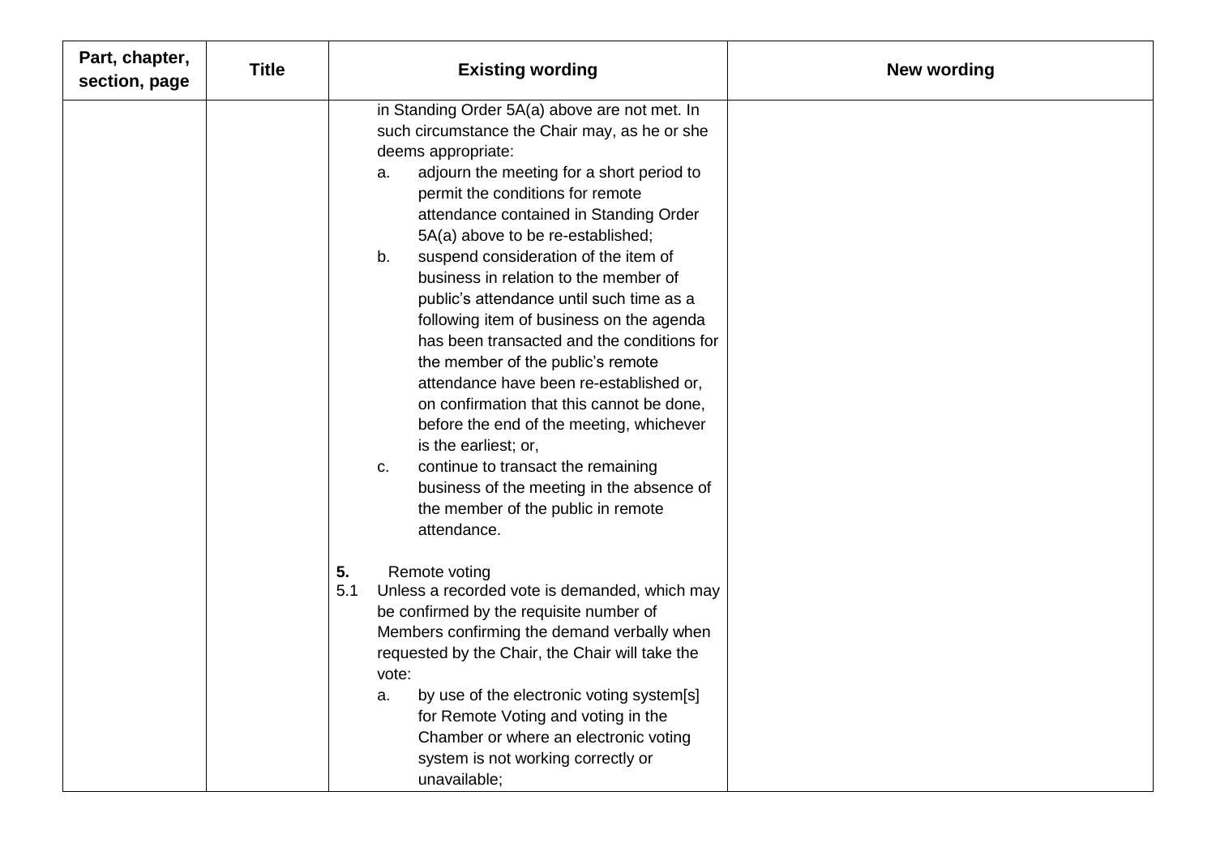| Part, chapter, section, page | Title | Existing wording | New wording |
|---|---|---|---|
| | | in Standing Order 5A(a) above are not met. In such circumstance the Chair may, as he or she deems appropriate:<br>a. adjourn the meeting for a short period to permit the conditions for remote attendance contained in Standing Order 5A(a) above to be re-established;<br>b. suspend consideration of the item of business in relation to the member of public's attendance until such time as a following item of business on the agenda has been transacted and the conditions for the member of the public's remote attendance have been re-established or, on confirmation that this cannot be done, before the end of the meeting, whichever is the earliest; or,<br>c. continue to transact the remaining business of the meeting in the absence of the member of the public in remote attendance.<br><br>**5.** Remote voting<br>5.1 Unless a recorded vote is demanded, which may be confirmed by the requisite number of Members confirming the demand verbally when requested by the Chair, the Chair will take the vote:<br>a. by use of the electronic voting system[s] for Remote Voting and voting in the Chamber or where an electronic voting system is not working correctly or unavailable; | |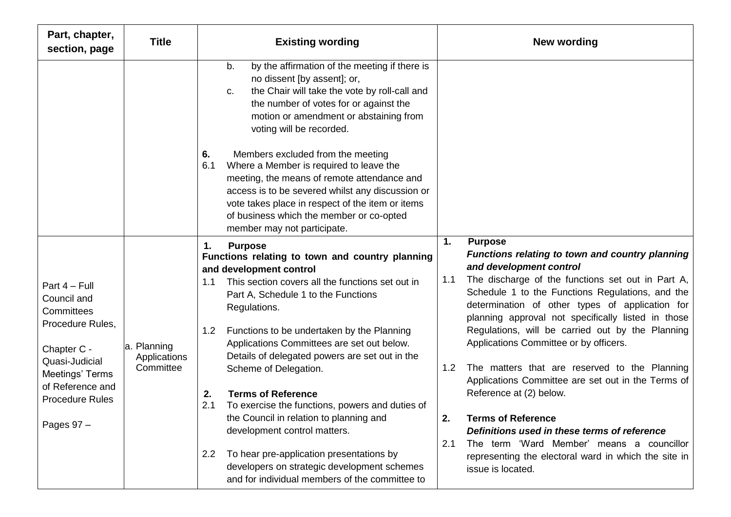| Part, chapter, section, page | Title | Existing wording | New wording |
|---|---|---|---|
| | | b. by the affirmation of the meeting if there is no dissent [by assent]; or,<br>c. the Chair will take the vote by roll-call and the number of votes for or against the motion or amendment or abstaining from voting will be recorded.<br><br>**6.** Members excluded from the meeting<br>6.1 Where a Member is required to leave the meeting, the means of remote attendance and access is to be severed whilst any discussion or vote takes place in respect of the item or items of business which the member or co-opted member may not participate. | |
| Part 4 – Full Council and Committees Procedure Rules,<br><br>Chapter C - Quasi-Judicial Meetings' Terms of Reference and Procedure Rules<br><br>Pages 97 – | a. Planning Applications Committee | **1. Purpose**<br>**Functions relating to town and country planning and development control**<br>1.1 This section covers all the functions set out in Part A, Schedule 1 to the Functions Regulations.<br><br>1.2 Functions to be undertaken by the Planning Applications Committees are set out below. Details of delegated powers are set out in the Scheme of Delegation.<br><br>**2. Terms of Reference**<br>2.1 To exercise the functions, powers and duties of the Council in relation to planning and development control matters.<br><br>2.2 To hear pre-application presentations by developers on strategic development schemes and for individual members of the committee to | **1. Purpose**<br>***Functions relating to town and country planning and development control***<br>1.1 The discharge of the functions set out in Part A, Schedule 1 to the Functions Regulations, and the determination of other types of application for planning approval not specifically listed in those Regulations, will be carried out by the Planning Applications Committee or by officers.<br><br>1.2 The matters that are reserved to the Planning Applications Committee are set out in the Terms of Reference at (2) below.<br><br>**2. Terms of Reference**<br>***Definitions used in these terms of reference***<br>2.1 The term 'Ward Member' means a councillor representing the electoral ward in which the site in issue is located. |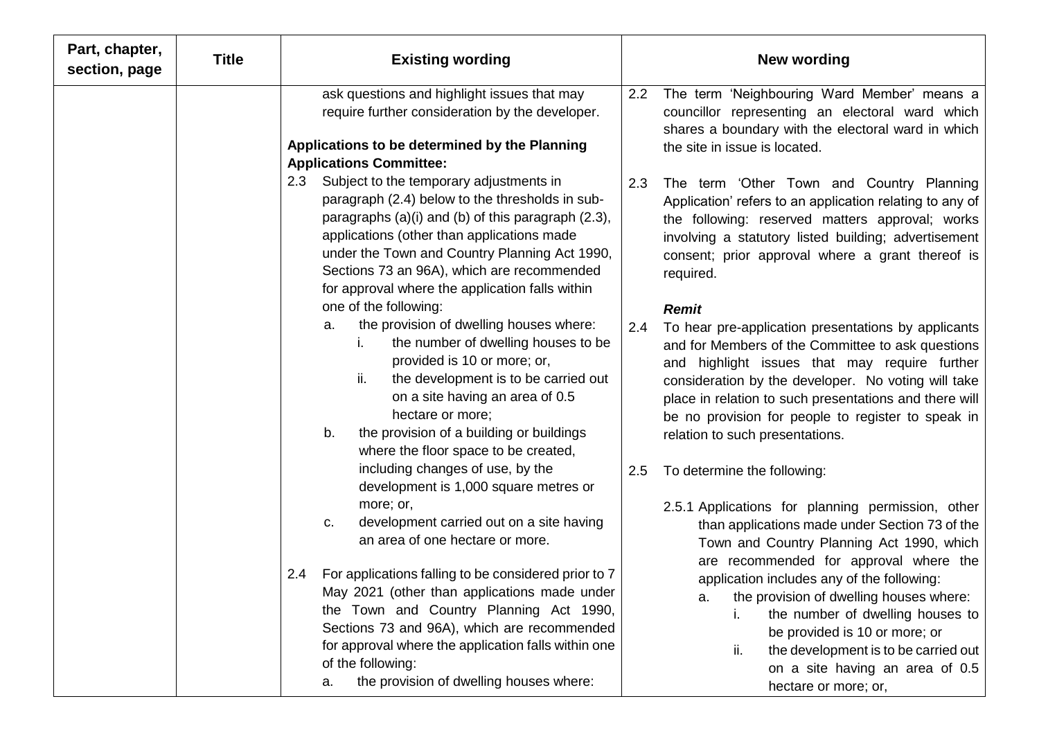| Part, chapter, section, page | Title | Existing wording | New wording |
|---|---|---|---|
| | | ask questions and highlight issues that may require further consideration by the developer.<br><br>**Applications to be determined by the Planning Applications Committee:**<br>2.3 Subject to the temporary adjustments in paragraph (2.4) below to the thresholds in sub-paragraphs (a)(i) and (b) of this paragraph (2.3), applications (other than applications made under the Town and Country Planning Act 1990, Sections 73 an 96A), which are recommended for approval where the application falls within one of the following:<br>a. the provision of dwelling houses where:<br>i. the number of dwelling houses to be provided is 10 or more; or,<br>ii. the development is to be carried out on a site having an area of 0.5 hectare or more;<br>b. the provision of a building or buildings where the floor space to be created, including changes of use, by the development is 1,000 square metres or more; or,<br>c. development carried out on a site having an area of one hectare or more.<br><br>2.4 For applications falling to be considered prior to 7 May 2021 (other than applications made under the Town and Country Planning Act 1990, Sections 73 and 96A), which are recommended for approval where the application falls within one of the following:<br>a. the provision of dwelling houses where: | 2.2 The term 'Neighbouring Ward Member' means a councillor representing an electoral ward which shares a boundary with the electoral ward in which the site in issue is located.<br><br>2.3 The term 'Other Town and Country Planning Application' refers to an application relating to any of the following: reserved matters approval; works involving a statutory listed building; advertisement consent; prior approval where a grant thereof is required.<br><br>***Remit***<br>2.4 To hear pre-application presentations by applicants and for Members of the Committee to ask questions and highlight issues that may require further consideration by the developer. No voting will take place in relation to such presentations and there will be no provision for people to register to speak in relation to such presentations.<br><br>2.5 To determine the following:<br><br>2.5.1 Applications for planning permission, other than applications made under Section 73 of the Town and Country Planning Act 1990, which are recommended for approval where the application includes any of the following:<br>a. the provision of dwelling houses where:<br>i. the number of dwelling houses to be provided is 10 or more; or<br>ii. the development is to be carried out on a site having an area of 0.5 hectare or more; or, |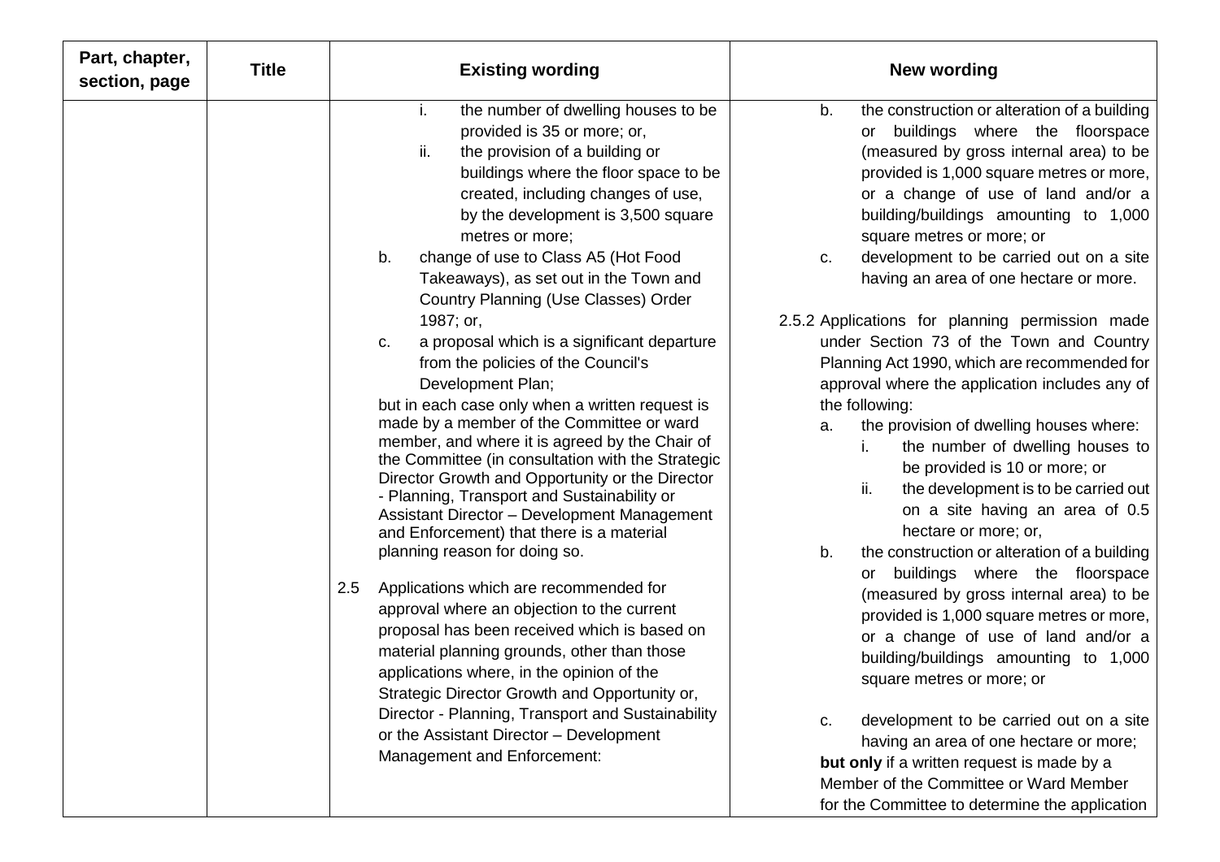| Part, chapter, section, page | Title | Existing wording | New wording |
|---|---|---|---|
| | | i. the number of dwelling houses to be provided is 35 or more; or,<br>ii. the provision of a building or buildings where the floor space to be created, including changes of use, by the development is 3,500 square metres or more;<br>b. change of use to Class A5 (Hot Food Takeaways), as set out in the Town and Country Planning (Use Classes) Order 1987; or,<br>c. a proposal which is a significant departure from the policies of the Council's Development Plan;<br>but in each case only when a written request is made by a member of the Committee or ward member, and where it is agreed by the Chair of the Committee (in consultation with the Strategic Director Growth and Opportunity or the Director - Planning, Transport and Sustainability or Assistant Director – Development Management and Enforcement) that there is a material planning reason for doing so.<br><br>2.5 Applications which are recommended for approval where an objection to the current proposal has been received which is based on material planning grounds, other than those applications where, in the opinion of the Strategic Director Growth and Opportunity or, Director - Planning, Transport and Sustainability or the Assistant Director – Development Management and Enforcement: | b. the construction or alteration of a building or buildings where the floorspace (measured by gross internal area) to be provided is 1,000 square metres or more, or a change of use of land and/or a building/buildings amounting to 1,000 square metres or more; or<br>c. development to be carried out on a site having an area of one hectare or more.<br><br>2.5.2 Applications for planning permission made under Section 73 of the Town and Country Planning Act 1990, which are recommended for approval where the application includes any of the following:<br>a. the provision of dwelling houses where:<br>i. the number of dwelling houses to be provided is 10 or more; or<br>ii. the development is to be carried out on a site having an area of 0.5 hectare or more; or,<br>b. the construction or alteration of a building or buildings where the floorspace (measured by gross internal area) to be provided is 1,000 square metres or more, or a change of use of land and/or a building/buildings amounting to 1,000 square metres or more; or<br><br>c. development to be carried out on a site having an area of one hectare or more;<br>**but only** if a written request is made by a Member of the Committee or Ward Member for the Committee to determine the application |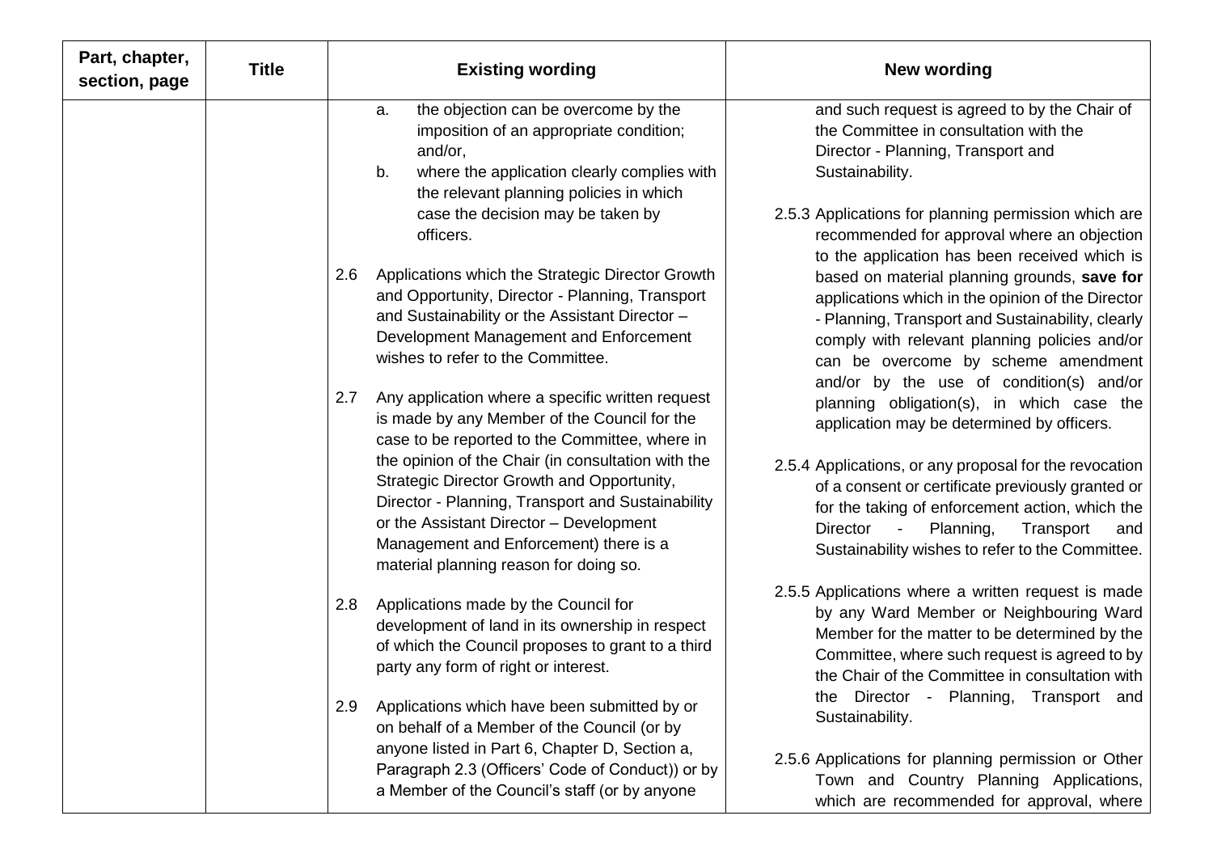| Part, chapter, section, page | Title | Existing wording | New wording |
|---|---|---|---|
| | | a. the objection can be overcome by the imposition of an appropriate condition; and/or,<br>b. where the application clearly complies with the relevant planning policies in which case the decision may be taken by officers.<br><br>2.6 Applications which the Strategic Director Growth and Opportunity, Director - Planning, Transport and Sustainability or the Assistant Director – Development Management and Enforcement wishes to refer to the Committee.<br><br>2.7 Any application where a specific written request is made by any Member of the Council for the case to be reported to the Committee, where in the opinion of the Chair (in consultation with the Strategic Director Growth and Opportunity, Director - Planning, Transport and Sustainability or the Assistant Director – Development Management and Enforcement) there is a material planning reason for doing so.<br><br>2.8 Applications made by the Council for development of land in its ownership in respect of which the Council proposes to grant to a third party any form of right or interest.<br><br>2.9 Applications which have been submitted by or on behalf of a Member of the Council (or by anyone listed in Part 6, Chapter D, Section a, Paragraph 2.3 (Officers' Code of Conduct)) or by a Member of the Council's staff (or by anyone | and such request is agreed to by the Chair of the Committee in consultation with the Director - Planning, Transport and Sustainability.<br><br>2.5.3 Applications for planning permission which are recommended for approval where an objection to the application has been received which is based on material planning grounds, **save for** applications which in the opinion of the Director - Planning, Transport and Sustainability, clearly comply with relevant planning policies and/or can be overcome by scheme amendment and/or by the use of condition(s) and/or planning obligation(s), in which case the application may be determined by officers.<br><br>2.5.4 Applications, or any proposal for the revocation of a consent or certificate previously granted or for the taking of enforcement action, which the Director - Planning, Transport and Sustainability wishes to refer to the Committee.<br><br>2.5.5 Applications where a written request is made by any Ward Member or Neighbouring Ward Member for the matter to be determined by the Committee, where such request is agreed to by the Chair of the Committee in consultation with the Director - Planning, Transport and Sustainability.<br><br>2.5.6 Applications for planning permission or Other Town and Country Planning Applications, which are recommended for approval, where |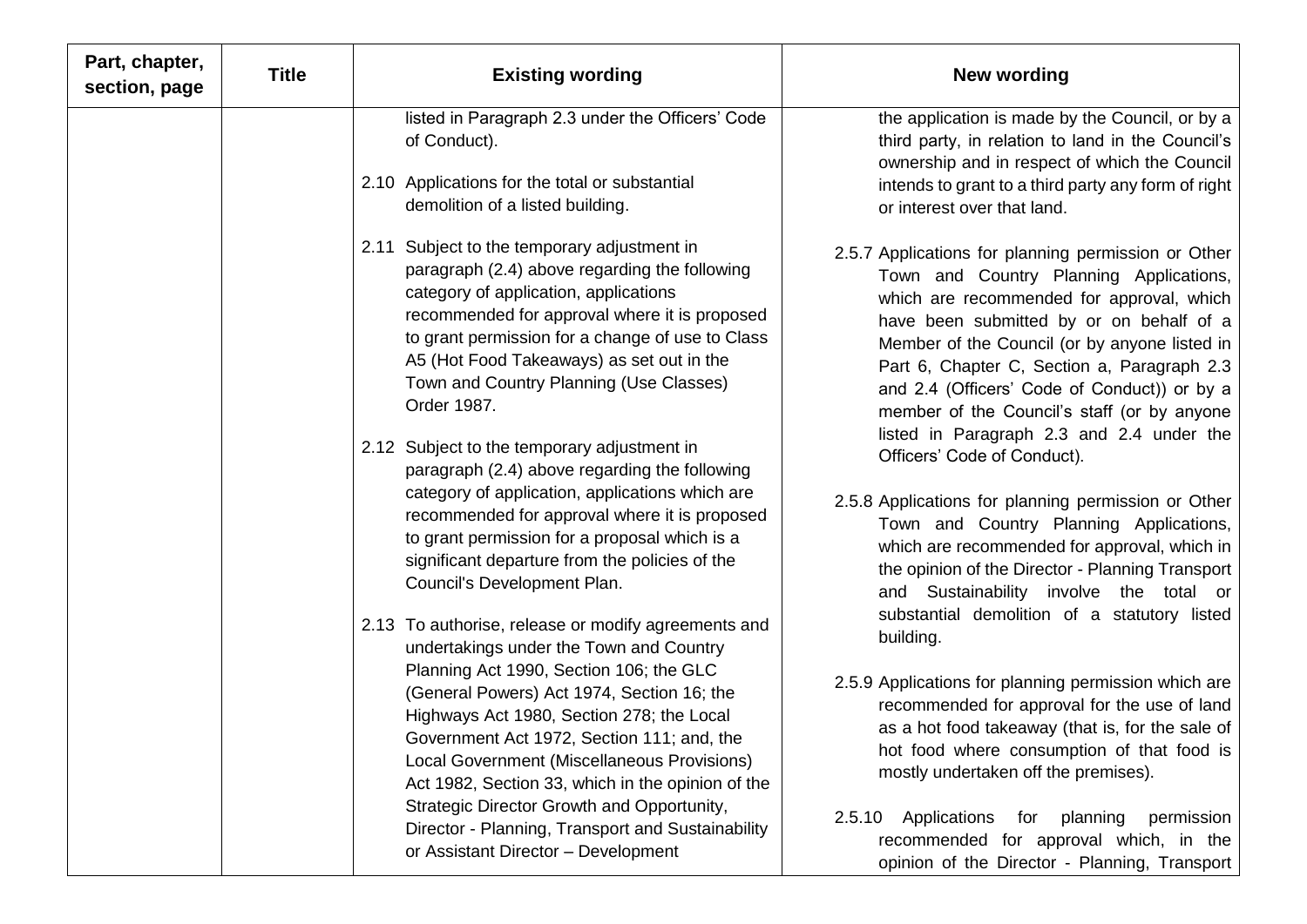| Part, chapter, section, page | Title | Existing wording | New wording |
|---|---|---|---|
| | | listed in Paragraph 2.3 under the Officers' Code of Conduct).<br><br>2.10 Applications for the total or substantial demolition of a listed building.<br><br>2.11 Subject to the temporary adjustment in paragraph (2.4) above regarding the following category of application, applications recommended for approval where it is proposed to grant permission for a change of use to Class A5 (Hot Food Takeaways) as set out in the Town and Country Planning (Use Classes) Order 1987.<br><br>2.12 Subject to the temporary adjustment in paragraph (2.4) above regarding the following category of application, applications which are recommended for approval where it is proposed to grant permission for a proposal which is a significant departure from the policies of the Council's Development Plan.<br><br>2.13 To authorise, release or modify agreements and undertakings under the Town and Country Planning Act 1990, Section 106; the GLC (General Powers) Act 1974, Section 16; the Highways Act 1980, Section 278; the Local Government Act 1972, Section 111; and, the Local Government (Miscellaneous Provisions) Act 1982, Section 33, which in the opinion of the Strategic Director Growth and Opportunity, Director - Planning, Transport and Sustainability or Assistant Director – Development | the application is made by the Council, or by a third party, in relation to land in the Council's ownership and in respect of which the Council intends to grant to a third party any form of right or interest over that land.<br><br>2.5.7 Applications for planning permission or Other Town and Country Planning Applications, which are recommended for approval, which have been submitted by or on behalf of a Member of the Council (or by anyone listed in Part 6, Chapter C, Section a, Paragraph 2.3 and 2.4 (Officers' Code of Conduct)) or by a member of the Council's staff (or by anyone listed in Paragraph 2.3 and 2.4 under the Officers' Code of Conduct).<br><br>2.5.8 Applications for planning permission or Other Town and Country Planning Applications, which are recommended for approval, which in the opinion of the Director - Planning Transport and Sustainability involve the total or substantial demolition of a statutory listed building.<br><br>2.5.9 Applications for planning permission which are recommended for approval for the use of land as a hot food takeaway (that is, for the sale of hot food where consumption of that food is mostly undertaken off the premises).<br><br>2.5.10 Applications for planning permission recommended for approval which, in the opinion of the Director - Planning, Transport |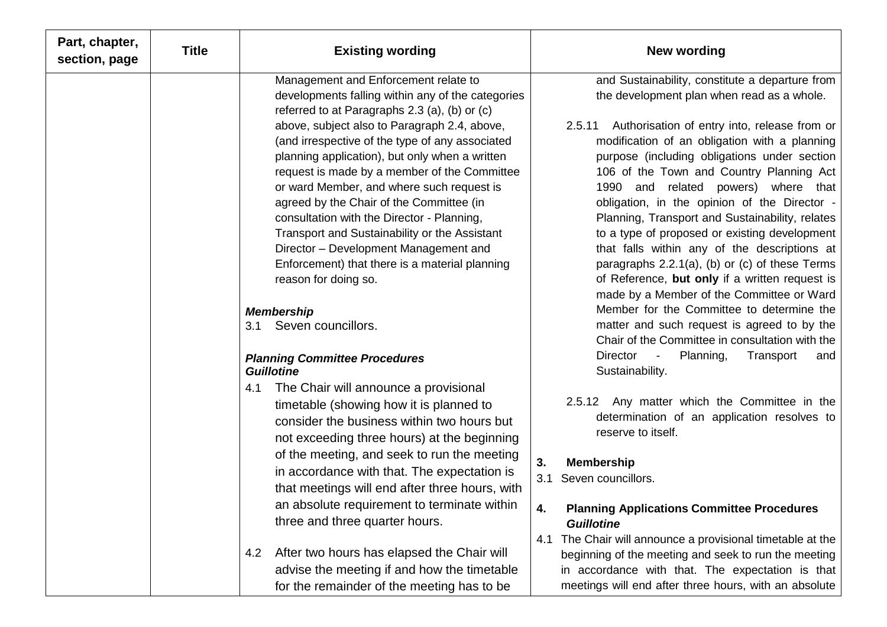| Part, chapter, section, page | Title | Existing wording | New wording |
|---|---|---|---|
| | | Management and Enforcement relate to developments falling within any of the categories referred to at Paragraphs 2.3 (a), (b) or (c) above, subject also to Paragraph 2.4, above, (and irrespective of the type of any associated planning application), but only when a written request is made by a member of the Committee or ward Member, and where such request is agreed by the Chair of the Committee (in consultation with the Director - Planning, Transport and Sustainability or the Assistant Director – Development Management and Enforcement) that there is a material planning reason for doing so.<br><br>***Membership***<br>3.1 Seven councillors.<br><br>***Planning Committee Procedures***<br>***Guillotine***<br>4.1 The Chair will announce a provisional timetable (showing how it is planned to consider the business within two hours but not exceeding three hours) at the beginning of the meeting, and seek to run the meeting in accordance with that. The expectation is that meetings will end after three hours, with an absolute requirement to terminate within three and three quarter hours.<br><br>4.2 After two hours has elapsed the Chair will advise the meeting if and how the timetable for the remainder of the meeting has to be | and Sustainability, constitute a departure from the development plan when read as a whole.<br><br>2.5.11 Authorisation of entry into, release from or modification of an obligation with a planning purpose (including obligations under section 106 of the Town and Country Planning Act 1990 and related powers) where that obligation, in the opinion of the Director - Planning, Transport and Sustainability, relates to a type of proposed or existing development that falls within any of the descriptions at paragraphs 2.2.1(a), (b) or (c) of these Terms of Reference, **but only** if a written request is made by a Member of the Committee or Ward Member for the Committee to determine the matter and such request is agreed to by the Chair of the Committee in consultation with the Director - Planning, Transport and Sustainability.<br><br>2.5.12 Any matter which the Committee in the determination of an application resolves to reserve to itself.<br><br>**3. Membership**<br>3.1 Seven councillors.<br><br>**4. Planning Applications Committee Procedures**<br>***Guillotine***<br>4.1 The Chair will announce a provisional timetable at the beginning of the meeting and seek to run the meeting in accordance with that. The expectation is that meetings will end after three hours, with an absolute |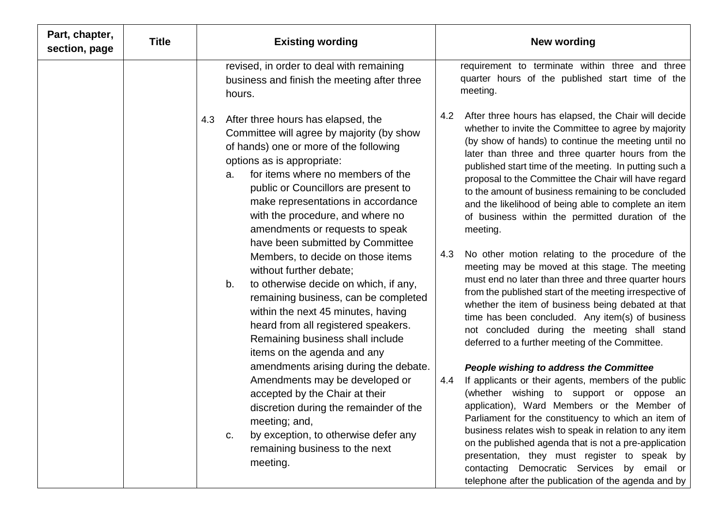| Part, chapter, section, page | Title | Existing wording | New wording |
|---|---|---|---|
| | | revised, in order to deal with remaining business and finish the meeting after three hours.<br><br>4.3 After three hours has elapsed, the Committee will agree by majority (by show of hands) one or more of the following options as is appropriate:<br>a. for items where no members of the public or Councillors are present to make representations in accordance with the procedure, and where no amendments or requests to speak have been submitted by Committee Members, to decide on those items without further debate;<br>b. to otherwise decide on which, if any, remaining business, can be completed within the next 45 minutes, having heard from all registered speakers. Remaining business shall include items on the agenda and any amendments arising during the debate. Amendments may be developed or accepted by the Chair at their discretion during the remainder of the meeting; and,<br>c. by exception, to otherwise defer any remaining business to the next meeting. | requirement to terminate within three and three quarter hours of the published start time of the meeting.<br><br>4.2 After three hours has elapsed, the Chair will decide whether to invite the Committee to agree by majority (by show of hands) to continue the meeting until no later than three and three quarter hours from the published start time of the meeting. In putting such a proposal to the Committee the Chair will have regard to the amount of business remaining to be concluded and the likelihood of being able to complete an item of business within the permitted duration of the meeting.<br><br>4.3 No other motion relating to the procedure of the meeting may be moved at this stage. The meeting must end no later than three and three quarter hours from the published start of the meeting irrespective of whether the item of business being debated at that time has been concluded. Any item(s) of business not concluded during the meeting shall stand deferred to a further meeting of the Committee.<br><br>***People wishing to address the Committee***<br>4.4 If applicants or their agents, members of the public (whether wishing to support or oppose an application), Ward Members or the Member of Parliament for the constituency to which an item of business relates wish to speak in relation to any item on the published agenda that is not a pre-application presentation, they must register to speak by contacting Democratic Services by email or telephone after the publication of the agenda and by |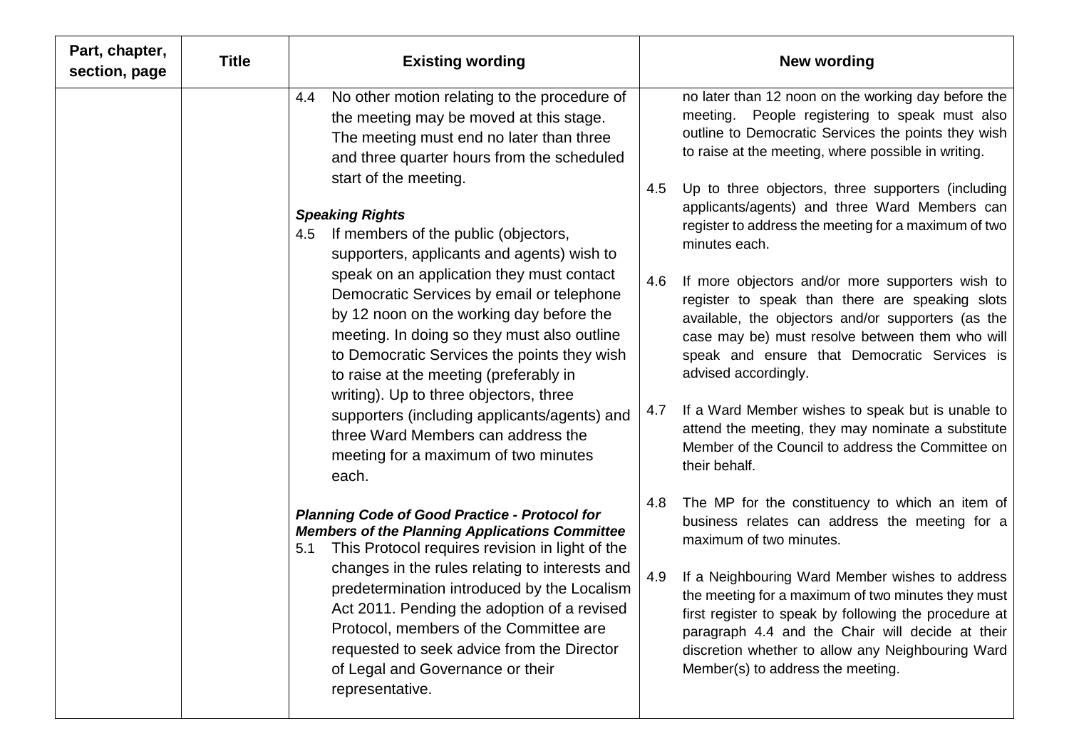| Part, chapter, section, page | Title | Existing wording | New wording |
|---|---|---|---|
| | | 4.4 No other motion relating to the procedure of the meeting may be moved at this stage. The meeting must end no later than three and three quarter hours from the scheduled start of the meeting.<br><br>***Speaking Rights***<br>4.5 If members of the public (objectors, supporters, applicants and agents) wish to speak on an application they must contact Democratic Services by email or telephone by 12 noon on the working day before the meeting. In doing so they must also outline to Democratic Services the points they wish to raise at the meeting (preferably in writing). Up to three objectors, three supporters (including applicants/agents) and three Ward Members can address the meeting for a maximum of two minutes each.<br><br>***Planning Code of Good Practice - Protocol for Members of the Planning Applications Committee***<br>5.1 This Protocol requires revision in light of the changes in the rules relating to interests and predetermination introduced by the Localism Act 2011. Pending the adoption of a revised Protocol, members of the Committee are requested to seek advice from the Director of Legal and Governance or their representative. | no later than 12 noon on the working day before the meeting. People registering to speak must also outline to Democratic Services the points they wish to raise at the meeting, where possible in writing.<br><br>4.5 Up to three objectors, three supporters (including applicants/agents) and three Ward Members can register to address the meeting for a maximum of two minutes each.<br><br>4.6 If more objectors and/or more supporters wish to register to speak than there are speaking slots available, the objectors and/or supporters (as the case may be) must resolve between them who will speak and ensure that Democratic Services is advised accordingly.<br><br>4.7 If a Ward Member wishes to speak but is unable to attend the meeting, they may nominate a substitute Member of the Council to address the Committee on their behalf.<br><br>4.8 The MP for the constituency to which an item of business relates can address the meeting for a maximum of two minutes.<br><br>4.9 If a Neighbouring Ward Member wishes to address the meeting for a maximum of two minutes they must first register to speak by following the procedure at paragraph 4.4 and the Chair will decide at their discretion whether to allow any Neighbouring Ward Member(s) to address the meeting. |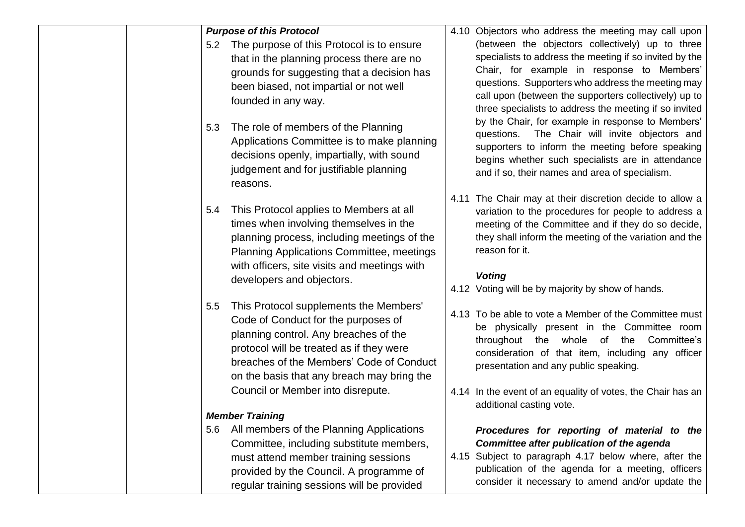### *Purpose of this Protocol*

5.2 The purpose of this Protocol is to ensure that in the planning process there are no grounds for suggesting that a decision has been biased, not impartial or not well founded in any way.

5.3 The role of members of the Planning Applications Committee is to make planning decisions openly, impartially, with sound judgement and for justifiable planning reasons.

5.4 This Protocol applies to Members at all times when involving themselves in the planning process, including meetings of the Planning Applications Committee, meetings with officers, site visits and meetings with developers and objectors.

5.5 This Protocol supplements the Members' Code of Conduct for the purposes of planning control. Any breaches of the protocol will be treated as if they were breaches of the Members' Code of Conduct on the basis that any breach may bring the Council or Member into disrepute.

### *Member Training*

5.6 All members of the Planning Applications Committee, including substitute members, must attend member training sessions provided by the Council. A programme of regular training sessions will be provided

4.10 Objectors who address the meeting may call upon (between the objectors collectively) up to three specialists to address the meeting if so invited by the Chair, for example in response to Members' questions. Supporters who address the meeting may call upon (between the supporters collectively) up to three specialists to address the meeting if so invited by the Chair, for example in response to Members' questions. The Chair will invite objectors and supporters to inform the meeting before speaking begins whether such specialists are in attendance and if so, their names and area of specialism.

4.11 The Chair may at their discretion decide to allow a variation to the procedures for people to address a meeting of the Committee and if they do so decide, they shall inform the meeting of the variation and the reason for it.

### *Voting*

4.12 Voting will be by majority by show of hands.

4.13 To be able to vote a Member of the Committee must be physically present in the Committee room throughout the whole of the Committee's consideration of that item, including any officer presentation and any public speaking.

4.14 In the event of an equality of votes, the Chair has an additional casting vote.

### *Procedures for reporting of material to the Committee after publication of the agenda*

4.15 Subject to paragraph 4.17 below where, after the publication of the agenda for a meeting, officers consider it necessary to amend and/or update the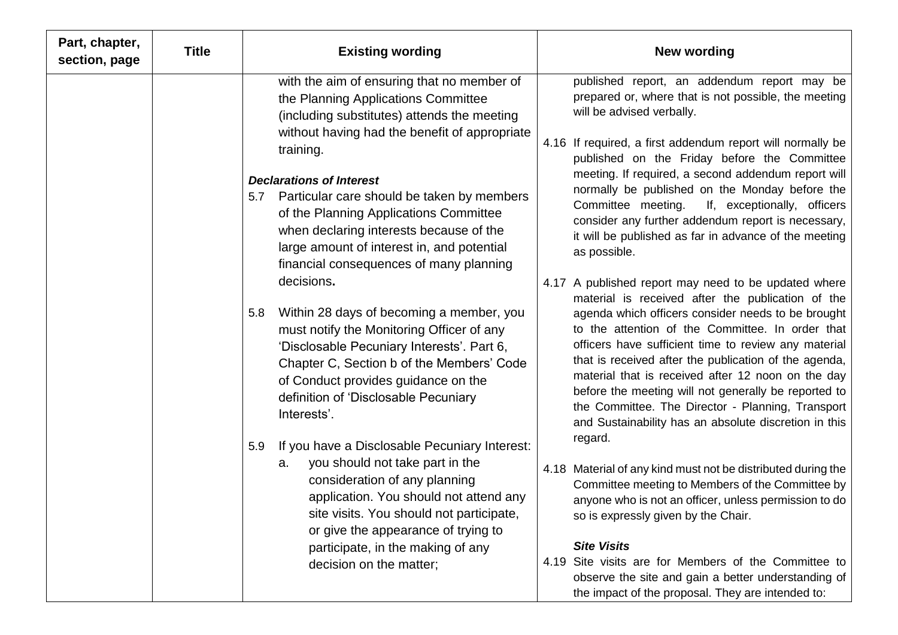| Part, chapter, section, page | Title | Existing wording | New wording |
|---|---|---|---|
| | | with the aim of ensuring that no member of the Planning Applications Committee (including substitutes) attends the meeting without having had the benefit of appropriate training.<br><br>***Declarations of Interest***<br>5.7 Particular care should be taken by members of the Planning Applications Committee when declaring interests because of the large amount of interest in, and potential financial consequences of many planning decisions**.**<br><br>5.8 Within 28 days of becoming a member, you must notify the Monitoring Officer of any 'Disclosable Pecuniary Interests'. Part 6, Chapter C, Section b of the Members' Code of Conduct provides guidance on the definition of 'Disclosable Pecuniary Interests'.<br><br>5.9 If you have a Disclosable Pecuniary Interest:<br>a. you should not take part in the consideration of any planning application. You should not attend any site visits. You should not participate, or give the appearance of trying to participate, in the making of any decision on the matter; | published report, an addendum report may be prepared or, where that is not possible, the meeting will be advised verbally.<br><br>4.16 If required, a first addendum report will normally be published on the Friday before the Committee meeting. If required, a second addendum report will normally be published on the Monday before the Committee meeting. If, exceptionally, officers consider any further addendum report is necessary, it will be published as far in advance of the meeting as possible.<br><br>4.17 A published report may need to be updated where material is received after the publication of the agenda which officers consider needs to be brought to the attention of the Committee. In order that officers have sufficient time to review any material that is received after the publication of the agenda, material that is received after 12 noon on the day before the meeting will not generally be reported to the Committee. The Director - Planning, Transport and Sustainability has an absolute discretion in this regard.<br><br>4.18 Material of any kind must not be distributed during the Committee meeting to Members of the Committee by anyone who is not an officer, unless permission to do so is expressly given by the Chair.<br><br>***Site Visits***<br>4.19 Site visits are for Members of the Committee to observe the site and gain a better understanding of the impact of the proposal. They are intended to: |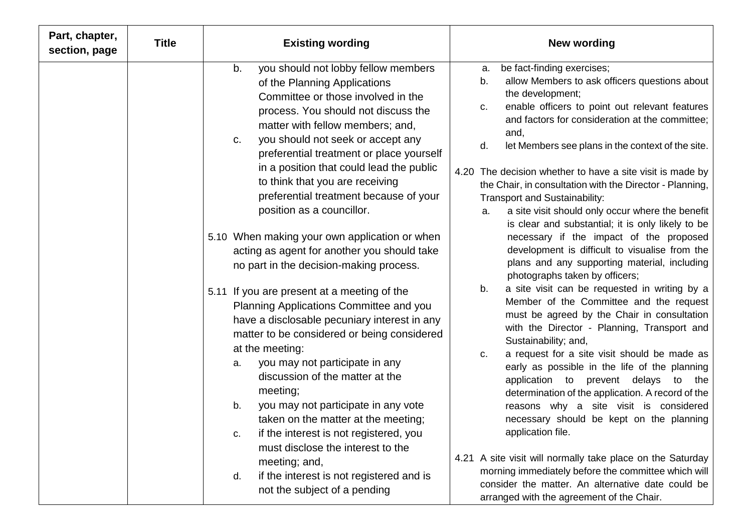| Part, chapter, section, page | Title | Existing wording | New wording |
|---|---|---|---|
| | | b. you should not lobby fellow members of the Planning Applications Committee or those involved in the process. You should not discuss the matter with fellow members; and,<br>c. you should not seek or accept any preferential treatment or place yourself in a position that could lead the public to think that you are receiving preferential treatment because of your position as a councillor.<br><br>5.10 When making your own application or when acting as agent for another you should take no part in the decision-making process.<br><br>5.11 If you are present at a meeting of the Planning Applications Committee and you have a disclosable pecuniary interest in any matter to be considered or being considered at the meeting:<br>a. you may not participate in any discussion of the matter at the meeting;<br>b. you may not participate in any vote taken on the matter at the meeting;<br>c. if the interest is not registered, you must disclose the interest to the meeting; and,<br>d. if the interest is not registered and is not the subject of a pending | a. be fact-finding exercises;<br>b. allow Members to ask officers questions about the development;<br>c. enable officers to point out relevant features and factors for consideration at the committee; and,<br>d. let Members see plans in the context of the site.<br><br>4.20 The decision whether to have a site visit is made by the Chair, in consultation with the Director - Planning, Transport and Sustainability:<br>a. a site visit should only occur where the benefit is clear and substantial; it is only likely to be necessary if the impact of the proposed development is difficult to visualise from the plans and any supporting material, including photographs taken by officers;<br>b. a site visit can be requested in writing by a Member of the Committee and the request must be agreed by the Chair in consultation with the Director - Planning, Transport and Sustainability; and,<br>c. a request for a site visit should be made as early as possible in the life of the planning application to prevent delays to the determination of the application. A record of the reasons why a site visit is considered necessary should be kept on the planning application file.<br><br>4.21 A site visit will normally take place on the Saturday morning immediately before the committee which will consider the matter. An alternative date could be arranged with the agreement of the Chair. |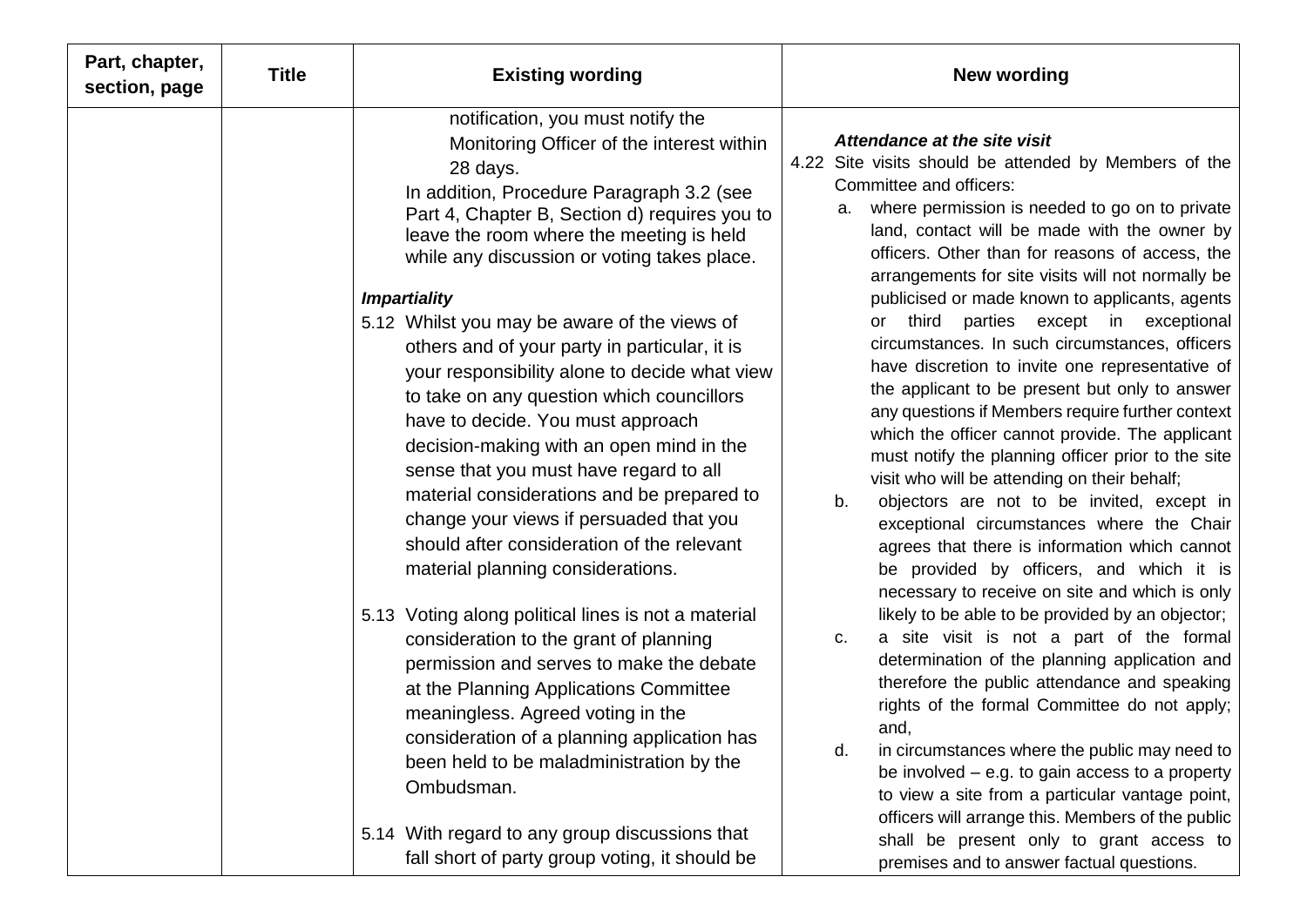| Part, chapter, section, page | Title | Existing wording | New wording |
|---|---|---|---|
| | | notification, you must notify the Monitoring Officer of the interest within 28 days.<br>In addition, Procedure Paragraph 3.2 (see Part 4, Chapter B, Section d) requires you to leave the room where the meeting is held while any discussion or voting takes place.<br><br>***Impartiality***<br>5.12 Whilst you may be aware of the views of others and of your party in particular, it is your responsibility alone to decide what view to take on any question which councillors have to decide. You must approach decision-making with an open mind in the sense that you must have regard to all material considerations and be prepared to change your views if persuaded that you should after consideration of the relevant material planning considerations.<br><br>5.13 Voting along political lines is not a material consideration to the grant of planning permission and serves to make the debate at the Planning Applications Committee meaningless. Agreed voting in the consideration of a planning application has been held to be maladministration by the Ombudsman.<br><br>5.14 With regard to any group discussions that fall short of party group voting, it should be | ***Attendance at the site visit***<br>4.22 Site visits should be attended by Members of the Committee and officers:<br>a. where permission is needed to go on to private land, contact will be made with the owner by officers. Other than for reasons of access, the arrangements for site visits will not normally be publicised or made known to applicants, agents or third parties except in exceptional circumstances. In such circumstances, officers have discretion to invite one representative of the applicant to be present but only to answer any questions if Members require further context which the officer cannot provide. The applicant must notify the planning officer prior to the site visit who will be attending on their behalf;<br>b. objectors are not to be invited, except in exceptional circumstances where the Chair agrees that there is information which cannot be provided by officers, and which it is necessary to receive on site and which is only likely to be able to be provided by an objector;<br>c. a site visit is not a part of the formal determination of the planning application and therefore the public attendance and speaking rights of the formal Committee do not apply; and,<br>d. in circumstances where the public may need to be involved – e.g. to gain access to a property to view a site from a particular vantage point, officers will arrange this. Members of the public shall be present only to grant access to premises and to answer factual questions. |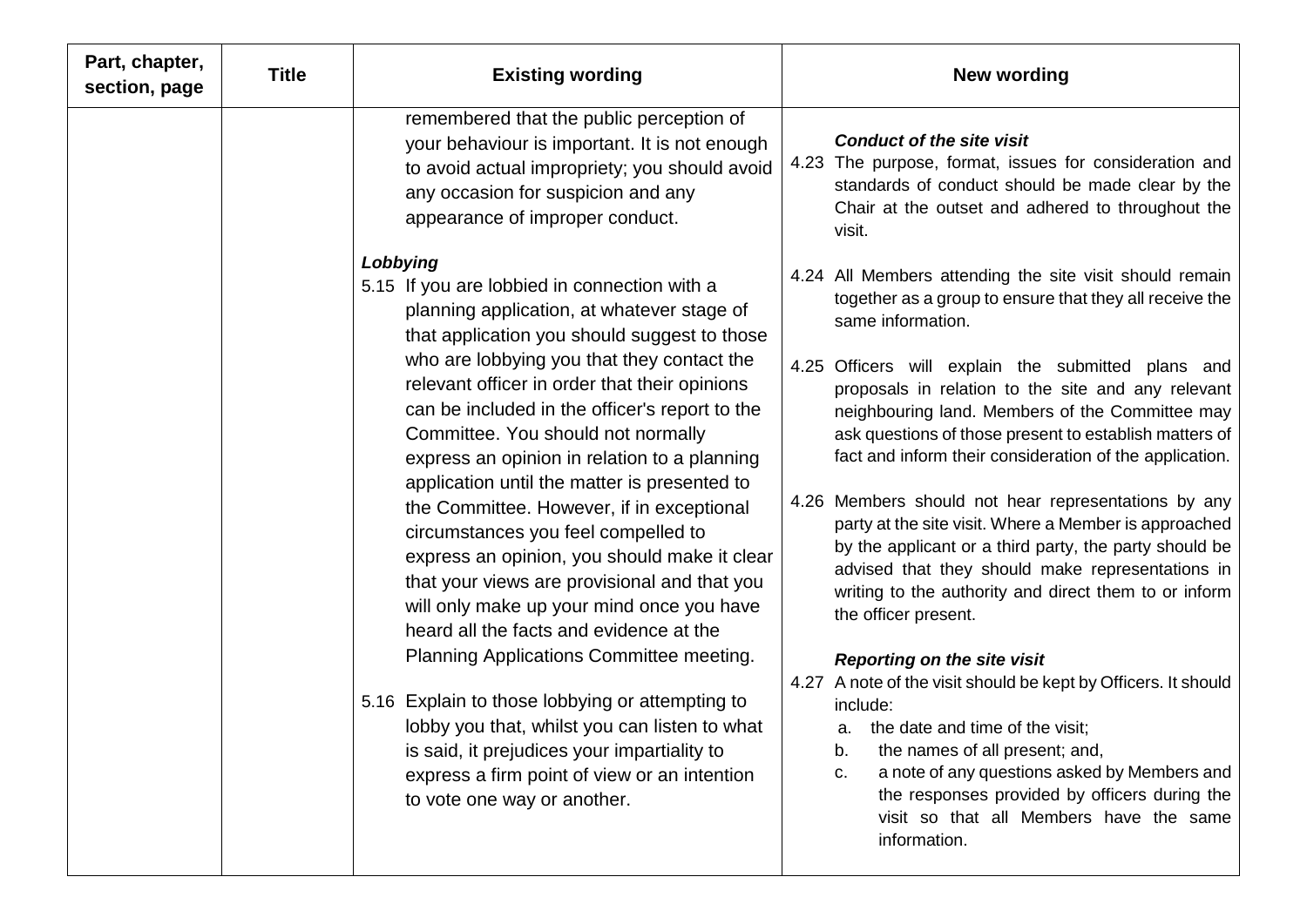| Part, chapter, section, page | Title | Existing wording | New wording |
| --- | --- | --- | --- |
| | | remembered that the public perception of your behaviour is important. It is not enough to avoid actual impropriety; you should avoid any occasion for suspicion and any appearance of improper conduct.<br><br>***Lobbying***<br>5.15 If you are lobbied in connection with a planning application, at whatever stage of that application you should suggest to those who are lobbying you that they contact the relevant officer in order that their opinions can be included in the officer's report to the Committee. You should not normally express an opinion in relation to a planning application until the matter is presented to the Committee. However, if in exceptional circumstances you feel compelled to express an opinion, you should make it clear that your views are provisional and that you will only make up your mind once you have heard all the facts and evidence at the Planning Applications Committee meeting.<br><br>5.16 Explain to those lobbying or attempting to lobby you that, whilst you can listen to what is said, it prejudices your impartiality to express a firm point of view or an intention to vote one way or another. | ***Conduct of the site visit***<br>4.23 The purpose, format, issues for consideration and standards of conduct should be made clear by the Chair at the outset and adhered to throughout the visit.<br><br>4.24 All Members attending the site visit should remain together as a group to ensure that they all receive the same information.<br><br>4.25 Officers will explain the submitted plans and proposals in relation to the site and any relevant neighbouring land. Members of the Committee may ask questions of those present to establish matters of fact and inform their consideration of the application.<br><br>4.26 Members should not hear representations by any party at the site visit. Where a Member is approached by the applicant or a third party, the party should be advised that they should make representations in writing to the authority and direct them to or inform the officer present.<br><br>***Reporting on the site visit***<br>4.27 A note of the visit should be kept by Officers. It should include:<br>a. the date and time of the visit;<br>b. the names of all present; and,<br>c. a note of any questions asked by Members and the responses provided by officers during the visit so that all Members have the same information. |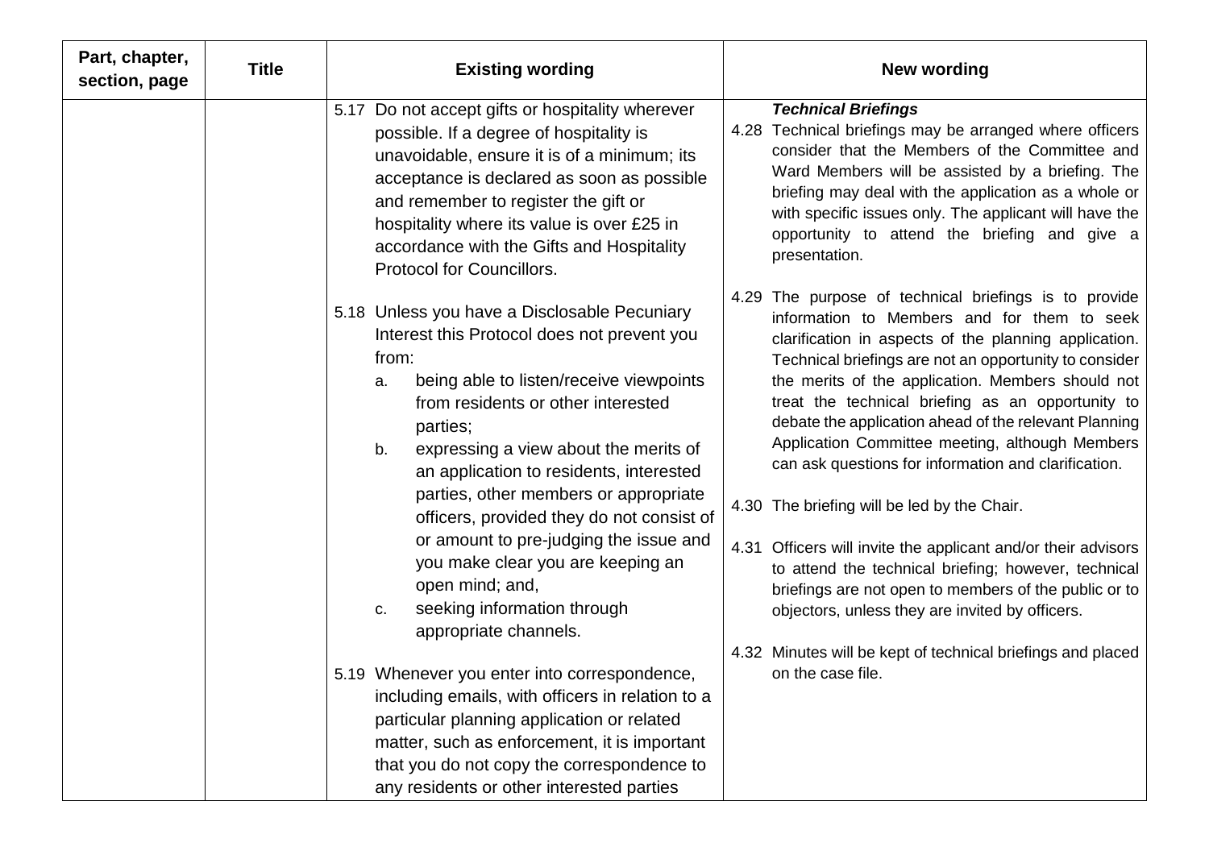| Part, chapter, section, page | Title | Existing wording | New wording |
|---|---|---|---|
| | | 5.17 Do not accept gifts or hospitality wherever possible. If a degree of hospitality is unavoidable, ensure it is of a minimum; its acceptance is declared as soon as possible and remember to register the gift or hospitality where its value is over £25 in accordance with the Gifts and Hospitality Protocol for Councillors.<br><br>5.18 Unless you have a Disclosable Pecuniary Interest this Protocol does not prevent you from:<br>a. being able to listen/receive viewpoints from residents or other interested parties;<br>b. expressing a view about the merits of an application to residents, interested parties, other members or appropriate officers, provided they do not consist of or amount to pre-judging the issue and you make clear you are keeping an open mind; and,<br>c. seeking information through appropriate channels.<br><br>5.19 Whenever you enter into correspondence, including emails, with officers in relation to a particular planning application or related matter, such as enforcement, it is important that you do not copy the correspondence to any residents or other interested parties | ***Technical Briefings***<br>4.28 Technical briefings may be arranged where officers consider that the Members of the Committee and Ward Members will be assisted by a briefing. The briefing may deal with the application as a whole or with specific issues only. The applicant will have the opportunity to attend the briefing and give a presentation.<br><br>4.29 The purpose of technical briefings is to provide information to Members and for them to seek clarification in aspects of the planning application. Technical briefings are not an opportunity to consider the merits of the application. Members should not treat the technical briefing as an opportunity to debate the application ahead of the relevant Planning Application Committee meeting, although Members can ask questions for information and clarification.<br><br>4.30 The briefing will be led by the Chair.<br><br>4.31 Officers will invite the applicant and/or their advisors to attend the technical briefing; however, technical briefings are not open to members of the public or to objectors, unless they are invited by officers.<br><br>4.32 Minutes will be kept of technical briefings and placed on the case file. |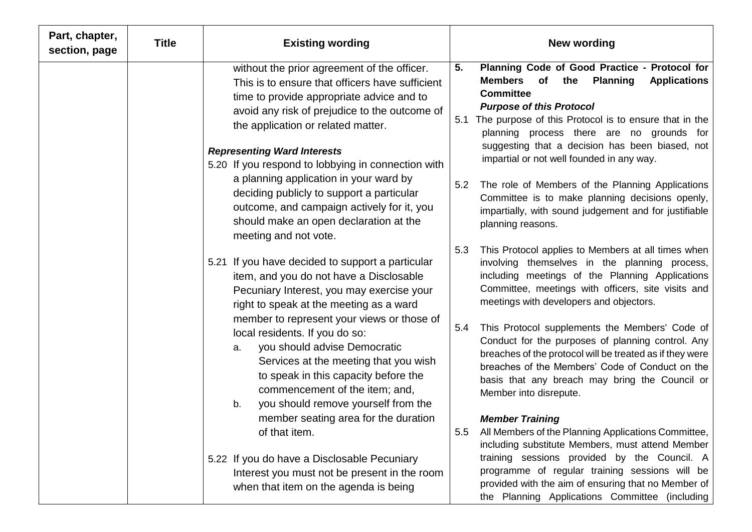| Part, chapter, section, page | Title | Existing wording | New wording |
| --- | --- | --- | --- |
| | | without the prior agreement of the officer. This is to ensure that officers have sufficient time to provide appropriate advice and to avoid any risk of prejudice to the outcome of the application or related matter.<br><br>***Representing Ward Interests***<br>5.20 If you respond to lobbying in connection with a planning application in your ward by deciding publicly to support a particular outcome, and campaign actively for it, you should make an open declaration at the meeting and not vote.<br><br>5.21 If you have decided to support a particular item, and you do not have a Disclosable Pecuniary Interest, you may exercise your right to speak at the meeting as a ward member to represent your views or those of local residents. If you do so:<br>a. you should advise Democratic Services at the meeting that you wish to speak in this capacity before the commencement of the item; and,<br>b. you should remove yourself from the member seating area for the duration of that item.<br><br>5.22 If you do have a Disclosable Pecuniary Interest you must not be present in the room when that item on the agenda is being | **5. Planning Code of Good Practice - Protocol for Members of the Planning Applications Committee**<br>***Purpose of this Protocol***<br>5.1 The purpose of this Protocol is to ensure that in the planning process there are no grounds for suggesting that a decision has been biased, not impartial or not well founded in any way.<br><br>5.2 The role of Members of the Planning Applications Committee is to make planning decisions openly, impartially, with sound judgement and for justifiable planning reasons.<br><br>5.3 This Protocol applies to Members at all times when involving themselves in the planning process, including meetings of the Planning Applications Committee, meetings with officers, site visits and meetings with developers and objectors.<br><br>5.4 This Protocol supplements the Members' Code of Conduct for the purposes of planning control. Any breaches of the protocol will be treated as if they were breaches of the Members' Code of Conduct on the basis that any breach may bring the Council or Member into disrepute.<br><br>***Member Training***<br>5.5 All Members of the Planning Applications Committee, including substitute Members, must attend Member training sessions provided by the Council. A programme of regular training sessions will be provided with the aim of ensuring that no Member of the Planning Applications Committee (including |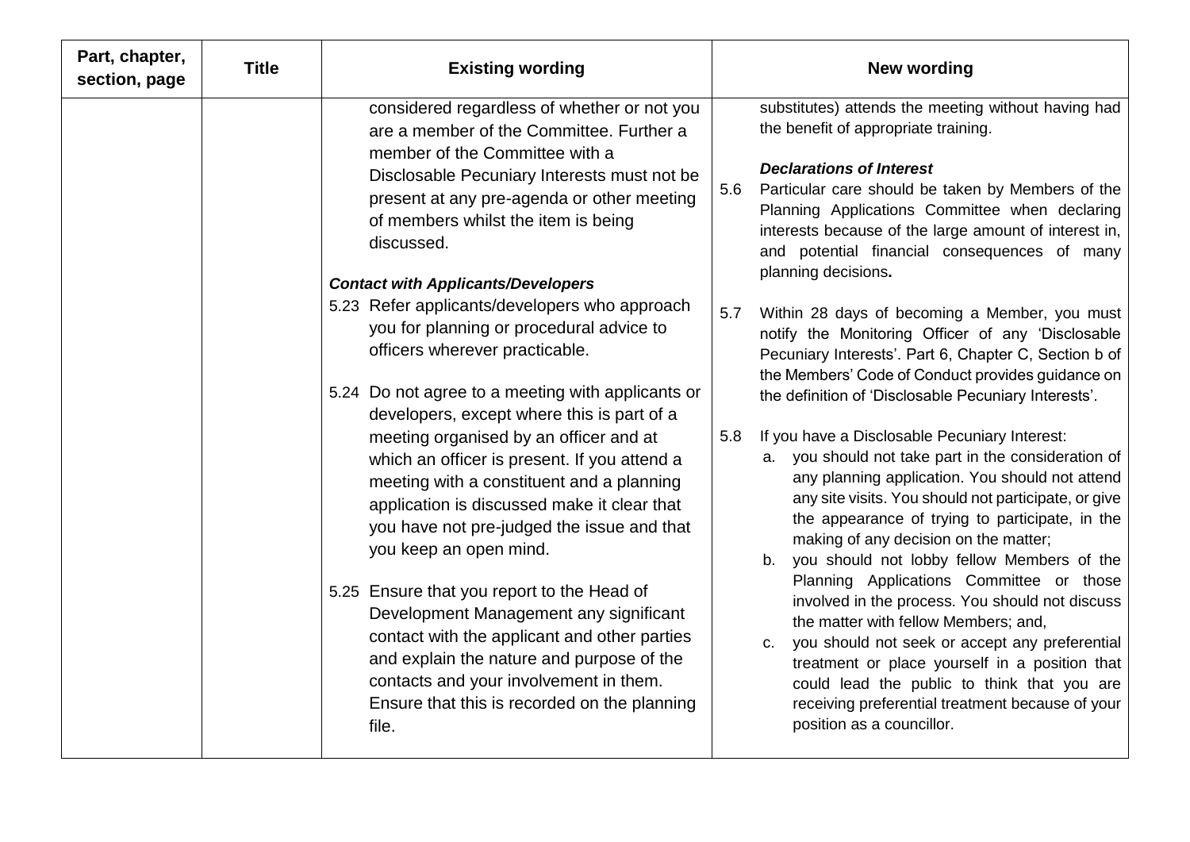| Part, chapter, section, page | Title | Existing wording | New wording |
|---|---|---|---|
| | | considered regardless of whether or not you are a member of the Committee. Further a member of the Committee with a Disclosable Pecuniary Interests must not be present at any pre-agenda or other meeting of members whilst the item is being discussed.<br><br>***Contact with Applicants/Developers***<br>5.23 Refer applicants/developers who approach you for planning or procedural advice to officers wherever practicable.<br><br>5.24 Do not agree to a meeting with applicants or developers, except where this is part of a meeting organised by an officer and at which an officer is present. If you attend a meeting with a constituent and a planning application is discussed make it clear that you have not pre-judged the issue and that you keep an open mind.<br><br>5.25 Ensure that you report to the Head of Development Management any significant contact with the applicant and other parties and explain the nature and purpose of the contacts and your involvement in them. Ensure that this is recorded on the planning file. | substitutes) attends the meeting without having had the benefit of appropriate training.<br><br>***Declarations of Interest***<br>5.6 Particular care should be taken by Members of the Planning Applications Committee when declaring interests because of the large amount of interest in, and potential financial consequences of many planning decisions.<br><br>5.7 Within 28 days of becoming a Member, you must notify the Monitoring Officer of any 'Disclosable Pecuniary Interests'. Part 6, Chapter C, Section b of the Members' Code of Conduct provides guidance on the definition of 'Disclosable Pecuniary Interests'.<br><br>5.8 If you have a Disclosable Pecuniary Interest:<br>a. you should not take part in the consideration of any planning application. You should not attend any site visits. You should not participate, or give the appearance of trying to participate, in the making of any decision on the matter;<br>b. you should not lobby fellow Members of the Planning Applications Committee or those involved in the process. You should not discuss the matter with fellow Members; and,<br>c. you should not seek or accept any preferential treatment or place yourself in a position that could lead the public to think that you are receiving preferential treatment because of your position as a councillor. |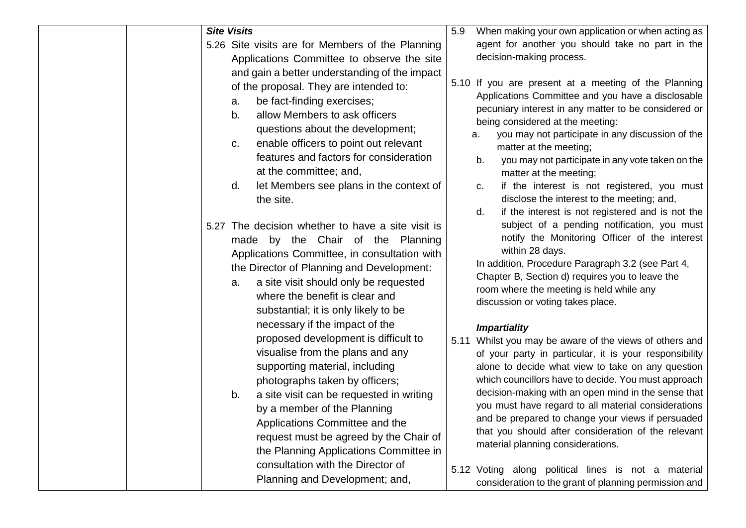***Site Visits***

5.26 Site visits are for Members of the Planning Applications Committee to observe the site and gain a better understanding of the impact of the proposal. They are intended to:

a. be fact-finding exercises;
b. allow Members to ask officers questions about the development;
c. enable officers to point out relevant features and factors for consideration at the committee; and,
d. let Members see plans in the context of the site.

5.27 The decision whether to have a site visit is made by the Chair of the Planning Applications Committee, in consultation with the Director of Planning and Development:

a. a site visit should only be requested where the benefit is clear and substantial; it is only likely to be necessary if the impact of the proposed development is difficult to visualise from the plans and any supporting material, including photographs taken by officers;
b. a site visit can be requested in writing by a member of the Planning Applications Committee and the request must be agreed by the Chair of the Planning Applications Committee in consultation with the Director of Planning and Development; and,

5.9 When making your own application or when acting as agent for another you should take no part in the decision-making process.

5.10 If you are present at a meeting of the Planning Applications Committee and you have a disclosable pecuniary interest in any matter to be considered or being considered at the meeting:

a. you may not participate in any discussion of the matter at the meeting;
b. you may not participate in any vote taken on the matter at the meeting;
c. if the interest is not registered, you must disclose the interest to the meeting; and,
d. if the interest is not registered and is not the subject of a pending notification, you must notify the Monitoring Officer of the interest within 28 days.

In addition, Procedure Paragraph 3.2 (see Part 4, Chapter B, Section d) requires you to leave the room where the meeting is held while any discussion or voting takes place.

***Impartiality***

5.11 Whilst you may be aware of the views of others and of your party in particular, it is your responsibility alone to decide what view to take on any question which councillors have to decide. You must approach decision-making with an open mind in the sense that you must have regard to all material considerations and be prepared to change your views if persuaded that you should after consideration of the relevant material planning considerations.

5.12 Voting along political lines is not a material consideration to the grant of planning permission and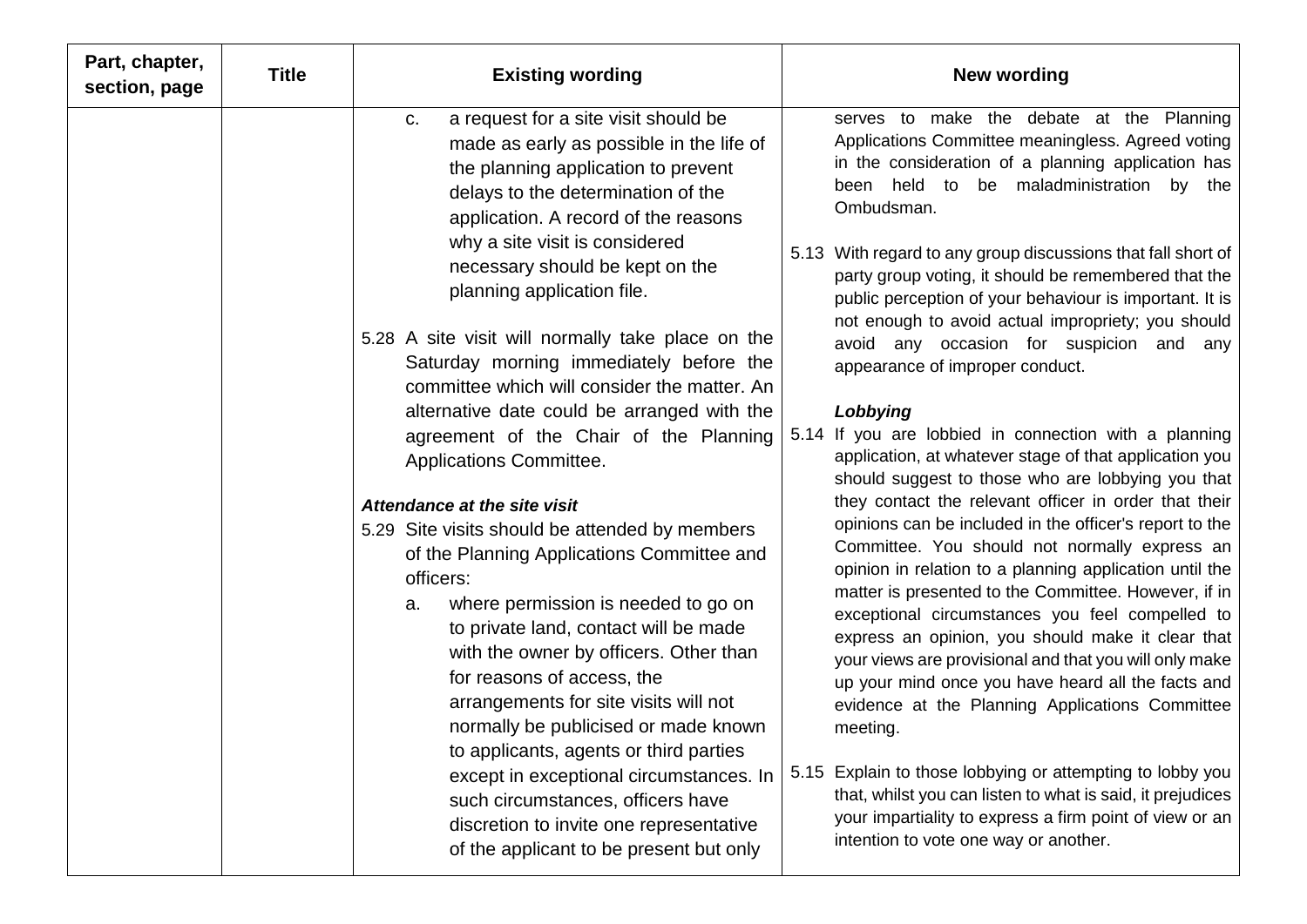| Part, chapter, section, page | Title | Existing wording | New wording |
|---|---|---|---|
| | | c. a request for a site visit should be made as early as possible in the life of the planning application to prevent delays to the determination of the application. A record of the reasons why a site visit is considered necessary should be kept on the planning application file.<br><br>5.28 A site visit will normally take place on the Saturday morning immediately before the committee which will consider the matter. An alternative date could be arranged with the agreement of the Chair of the Planning Applications Committee.<br><br>***Attendance at the site visit***<br>5.29 Site visits should be attended by members of the Planning Applications Committee and officers:<br>a. where permission is needed to go on to private land, contact will be made with the owner by officers. Other than for reasons of access, the arrangements for site visits will not normally be publicised or made known to applicants, agents or third parties except in exceptional circumstances. In such circumstances, officers have discretion to invite one representative of the applicant to be present but only | serves to make the debate at the Planning Applications Committee meaningless. Agreed voting in the consideration of a planning application has been held to be maladministration by the Ombudsman.<br><br>5.13 With regard to any group discussions that fall short of party group voting, it should be remembered that the public perception of your behaviour is important. It is not enough to avoid actual impropriety; you should avoid any occasion for suspicion and any appearance of improper conduct.<br><br>***Lobbying***<br>5.14 If you are lobbied in connection with a planning application, at whatever stage of that application you should suggest to those who are lobbying you that they contact the relevant officer in order that their opinions can be included in the officer's report to the Committee. You should not normally express an opinion in relation to a planning application until the matter is presented to the Committee. However, if in exceptional circumstances you feel compelled to express an opinion, you should make it clear that your views are provisional and that you will only make up your mind once you have heard all the facts and evidence at the Planning Applications Committee meeting.<br><br>5.15 Explain to those lobbying or attempting to lobby you that, whilst you can listen to what is said, it prejudices your impartiality to express a firm point of view or an intention to vote one way or another. |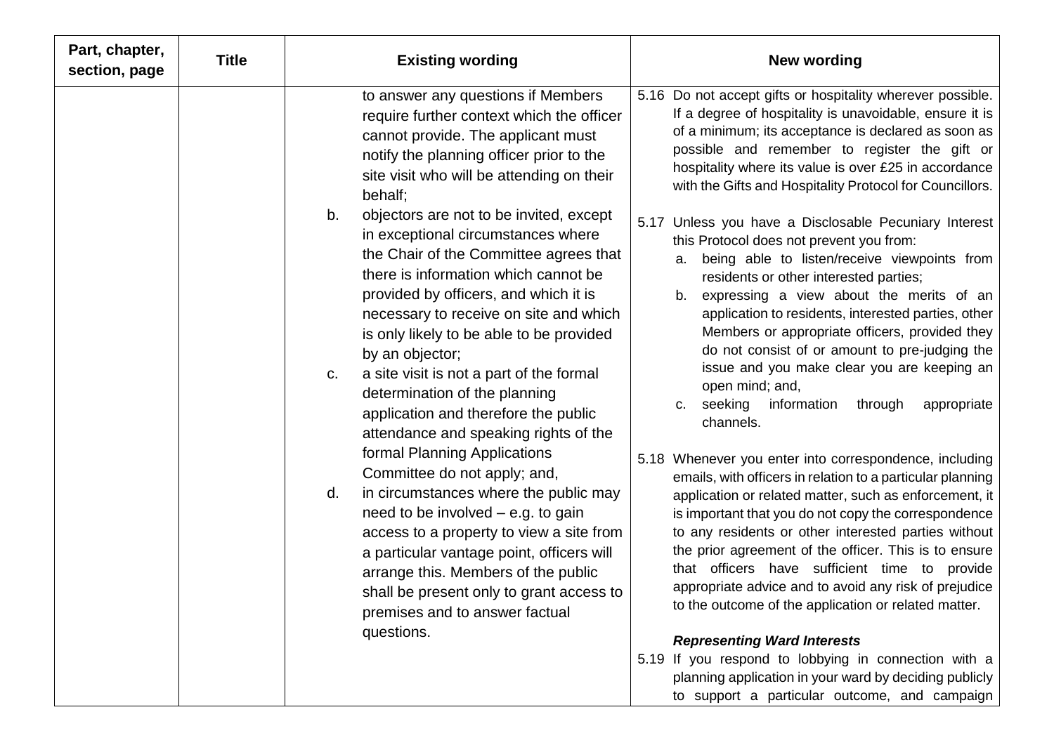| Part, chapter, section, page | Title | Existing wording | New wording |
| --- | --- | --- | --- |
| | | to answer any questions if Members require further context which the officer cannot provide. The applicant must notify the planning officer prior to the site visit who will be attending on their behalf;<br>b. objectors are not to be invited, except in exceptional circumstances where the Chair of the Committee agrees that there is information which cannot be provided by officers, and which it is necessary to receive on site and which is only likely to be able to be provided by an objector;<br>c. a site visit is not a part of the formal determination of the planning application and therefore the public attendance and speaking rights of the formal Planning Applications Committee do not apply; and,<br>d. in circumstances where the public may need to be involved – e.g. to gain access to a property to view a site from a particular vantage point, officers will arrange this. Members of the public shall be present only to grant access to premises and to answer factual questions. | 5.16 Do not accept gifts or hospitality wherever possible. If a degree of hospitality is unavoidable, ensure it is of a minimum; its acceptance is declared as soon as possible and remember to register the gift or hospitality where its value is over £25 in accordance with the Gifts and Hospitality Protocol for Councillors.<br><br>5.17 Unless you have a Disclosable Pecuniary Interest this Protocol does not prevent you from:<br>a. being able to listen/receive viewpoints from residents or other interested parties;<br>b. expressing a view about the merits of an application to residents, interested parties, other Members or appropriate officers, provided they do not consist of or amount to pre-judging the issue and you make clear you are keeping an open mind; and,<br>c. seeking information through appropriate channels.<br><br>5.18 Whenever you enter into correspondence, including emails, with officers in relation to a particular planning application or related matter, such as enforcement, it is important that you do not copy the correspondence to any residents or other interested parties without the prior agreement of the officer. This is to ensure that officers have sufficient time to provide appropriate advice and to avoid any risk of prejudice to the outcome of the application or related matter.<br><br>***Representing Ward Interests***<br>5.19 If you respond to lobbying in connection with a planning application in your ward by deciding publicly to support a particular outcome, and campaign |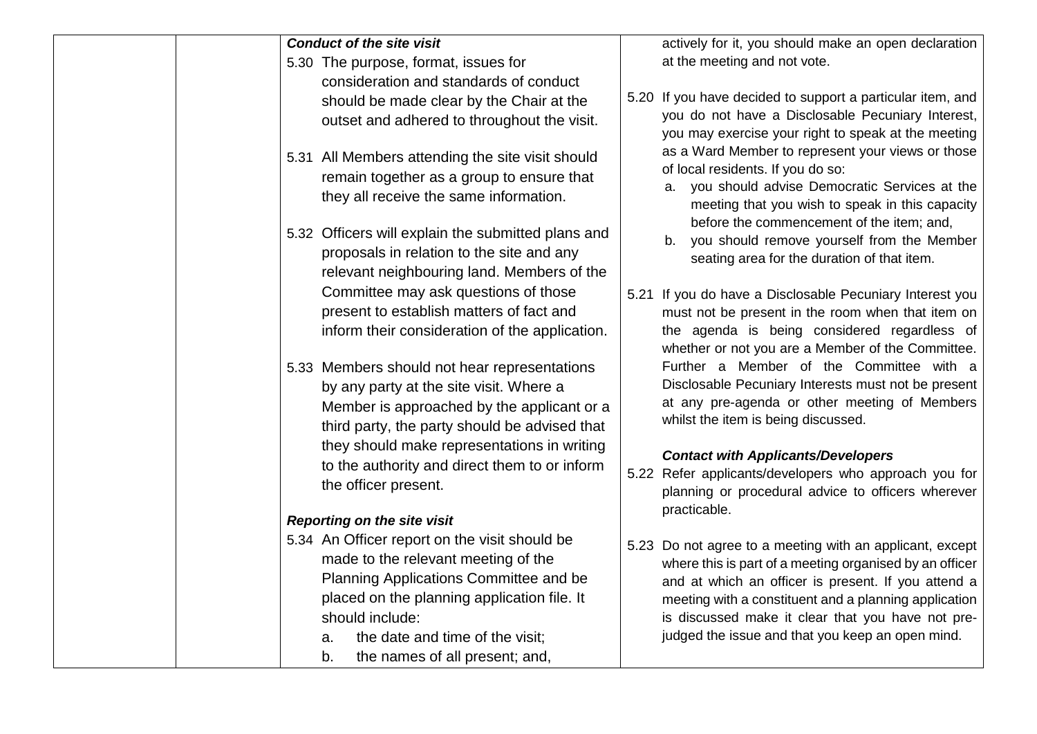| | | | |
|---|---|---|---|
| | | ***Conduct of the site visit***<br>5.30 The purpose, format, issues for consideration and standards of conduct should be made clear by the Chair at the outset and adhered to throughout the visit.<br><br>5.31 All Members attending the site visit should remain together as a group to ensure that they all receive the same information.<br><br>5.32 Officers will explain the submitted plans and proposals in relation to the site and any relevant neighbouring land. Members of the Committee may ask questions of those present to establish matters of fact and inform their consideration of the application.<br><br>5.33 Members should not hear representations by any party at the site visit. Where a Member is approached by the applicant or a third party, the party should be advised that they should make representations in writing to the authority and direct them to or inform the officer present.<br><br>***Reporting on the site visit***<br>5.34 An Officer report on the visit should be made to the relevant meeting of the Planning Applications Committee and be placed on the planning application file. It should include:<br>a. the date and time of the visit;<br>b. the names of all present; and, | actively for it, you should make an open declaration at the meeting and not vote.<br><br>5.20 If you have decided to support a particular item, and you do not have a Disclosable Pecuniary Interest, you may exercise your right to speak at the meeting as a Ward Member to represent your views or those of local residents. If you do so:<br>a. you should advise Democratic Services at the meeting that you wish to speak in this capacity before the commencement of the item; and,<br>b. you should remove yourself from the Member seating area for the duration of that item.<br><br>5.21 If you do have a Disclosable Pecuniary Interest you must not be present in the room when that item on the agenda is being considered regardless of whether or not you are a Member of the Committee. Further a Member of the Committee with a Disclosable Pecuniary Interests must not be present at any pre-agenda or other meeting of Members whilst the item is being discussed.<br><br>***Contact with Applicants/Developers***<br>5.22 Refer applicants/developers who approach you for planning or procedural advice to officers wherever practicable.<br><br>5.23 Do not agree to a meeting with an applicant, except where this is part of a meeting organised by an officer and at which an officer is present. If you attend a meeting with a constituent and a planning application is discussed make it clear that you have not pre-judged the issue and that you keep an open mind. |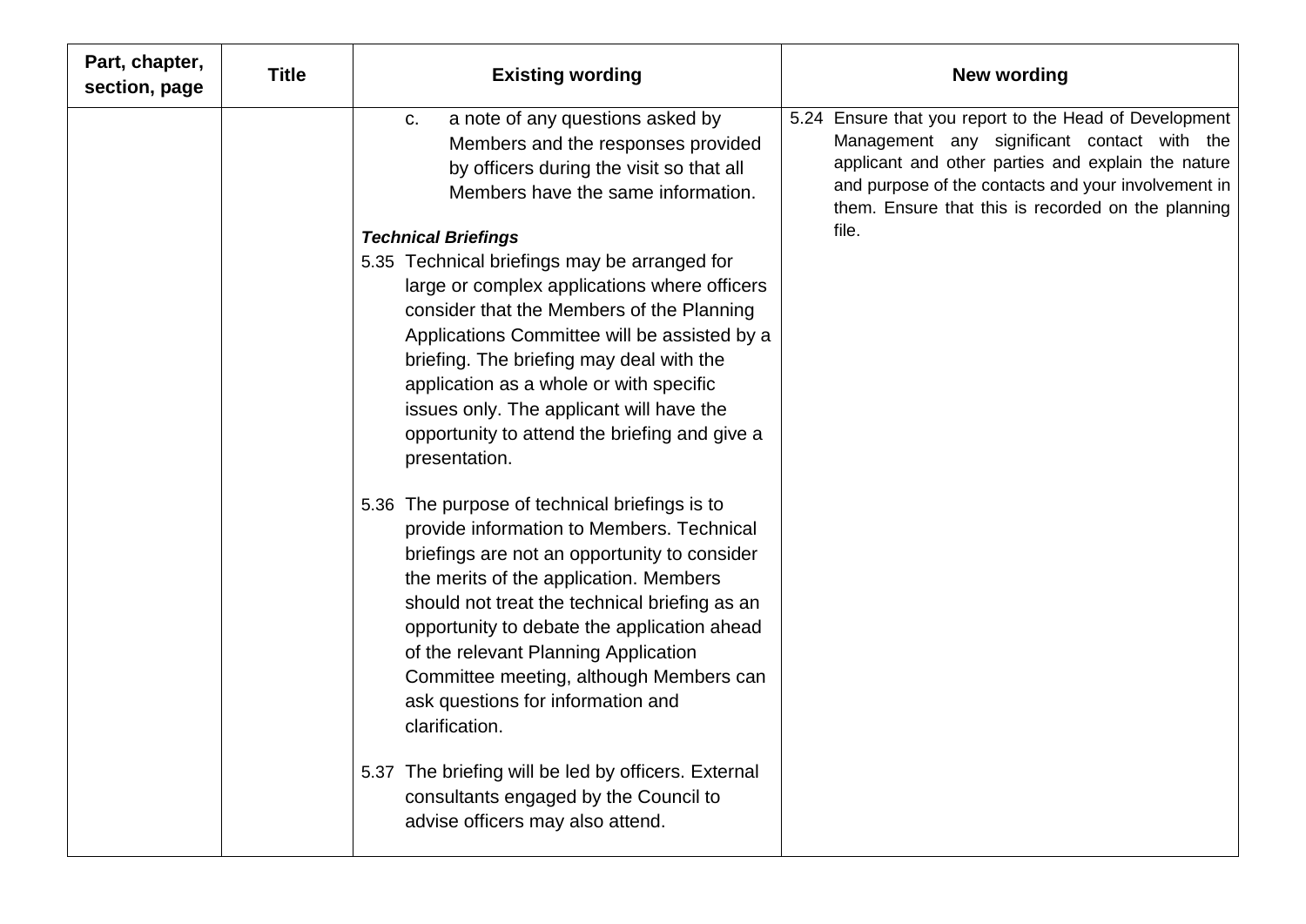| Part, chapter, section, page | Title | Existing wording | New wording |
|---|---|---|---|
| | | c. a note of any questions asked by Members and the responses provided by officers during the visit so that all Members have the same information.<br><br>***Technical Briefings***<br>5.35 Technical briefings may be arranged for large or complex applications where officers consider that the Members of the Planning Applications Committee will be assisted by a briefing. The briefing may deal with the application as a whole or with specific issues only. The applicant will have the opportunity to attend the briefing and give a presentation.<br><br>5.36 The purpose of technical briefings is to provide information to Members. Technical briefings are not an opportunity to consider the merits of the application. Members should not treat the technical briefing as an opportunity to debate the application ahead of the relevant Planning Application Committee meeting, although Members can ask questions for information and clarification.<br><br>5.37 The briefing will be led by officers. External consultants engaged by the Council to advise officers may also attend. | 5.24 Ensure that you report to the Head of Development Management any significant contact with the applicant and other parties and explain the nature and purpose of the contacts and your involvement in them. Ensure that this is recorded on the planning file. |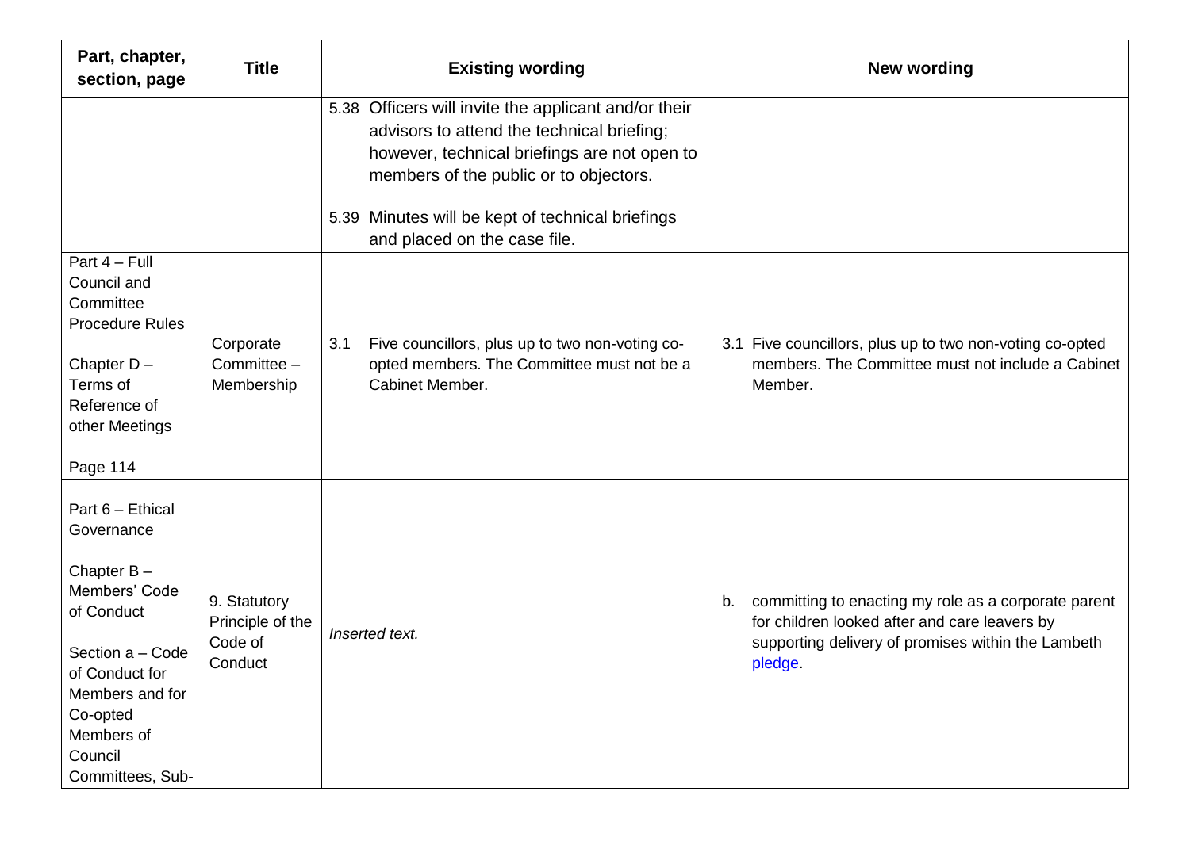| Part, chapter, section, page | Title | Existing wording | New wording |
|---|---|---|---|
| | | 5.38 Officers will invite the applicant and/or their advisors to attend the technical briefing; however, technical briefings are not open to members of the public or to objectors.<br><br>5.39 Minutes will be kept of technical briefings and placed on the case file. | |
| Part 4 – Full Council and Committee Procedure Rules<br><br>Chapter D – Terms of Reference of other Meetings<br><br>Page 114 | Corporate Committee – Membership | 3.1 Five councillors, plus up to two non-voting co-opted members. The Committee must not be a Cabinet Member. | 3.1 Five councillors, plus up to two non-voting co-opted members. The Committee must not include a Cabinet Member. |
| Part 6 – Ethical Governance<br><br>Chapter B – Members' Code of Conduct<br><br>Section a – Code of Conduct for Members and for Co-opted Members of Council Committees, Sub- | 9. Statutory Principle of the Code of Conduct | *Inserted text.* | b. committing to enacting my role as a corporate parent for children looked after and care leavers by supporting delivery of promises within the Lambeth pledge. |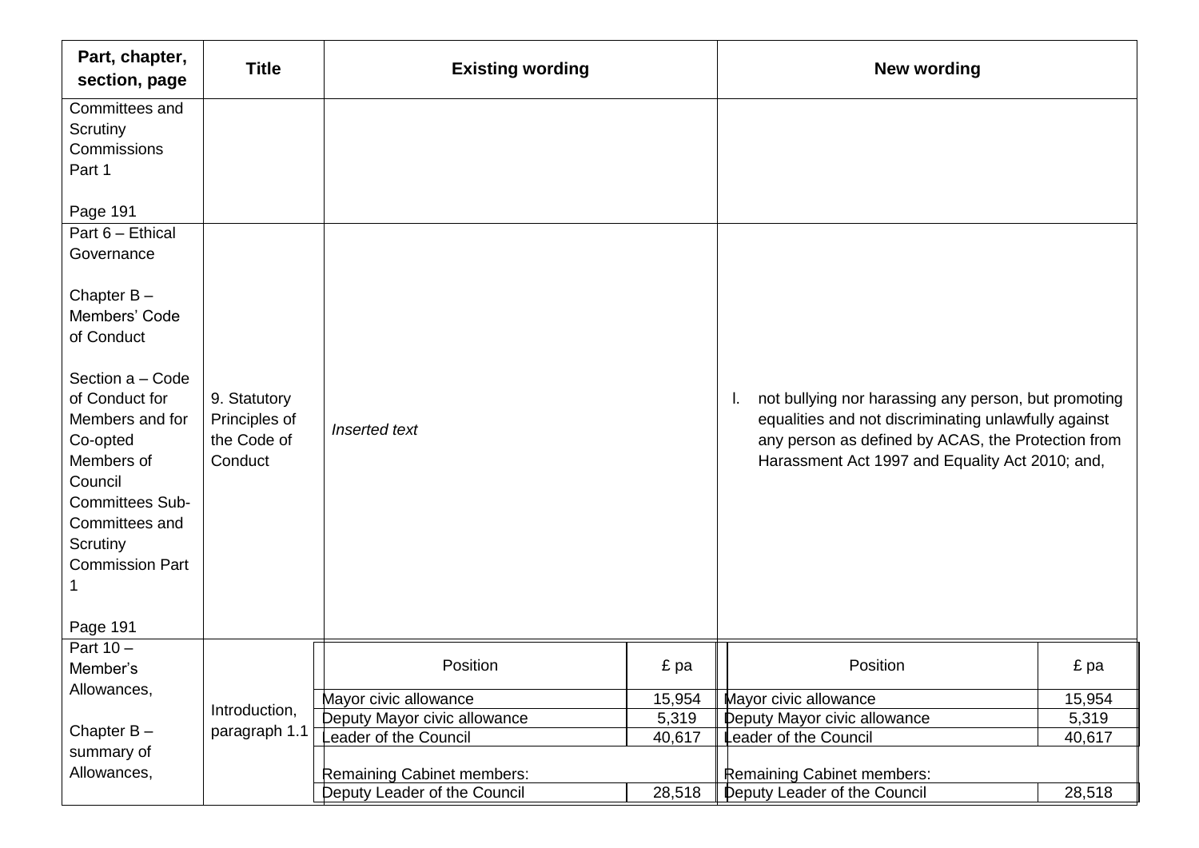| Part, chapter, section, page | Title | Existing wording | New wording |
|---|---|---|---|
| Committees and Scrutiny Commissions Part 1<br><br>Page 191 | | | |
| Part 6 – Ethical Governance<br><br>Chapter B – Members' Code of Conduct<br><br>Section a – Code of Conduct for Members and for Co-opted Members of Council Committees Sub-Committees and Scrutiny Commission Part 1<br><br>Page 191 | 9. Statutory Principles of the Code of Conduct | *Inserted text* | l. not bullying nor harassing any person, but promoting equalities and not discriminating unlawfully against any person as defined by ACAS, the Protection from Harassment Act 1997 and Equality Act 2010; and, |
| Part 10 – Member's Allowances,<br><br>Chapter B – summary of Allowances, | Introduction, paragraph 1.1 | Position / £ pa<br>Mayor civic allowance / 15,954<br>Deputy Mayor civic allowance / 5,319<br>Leader of the Council / 40,617<br><br>Remaining Cabinet members:<br>Deputy Leader of the Council / 28,518 | Position / £ pa<br>Mayor civic allowance / 15,954<br>Deputy Mayor civic allowance / 5,319<br>Leader of the Council / 40,617<br><br>Remaining Cabinet members:<br>Deputy Leader of the Council / 28,518 |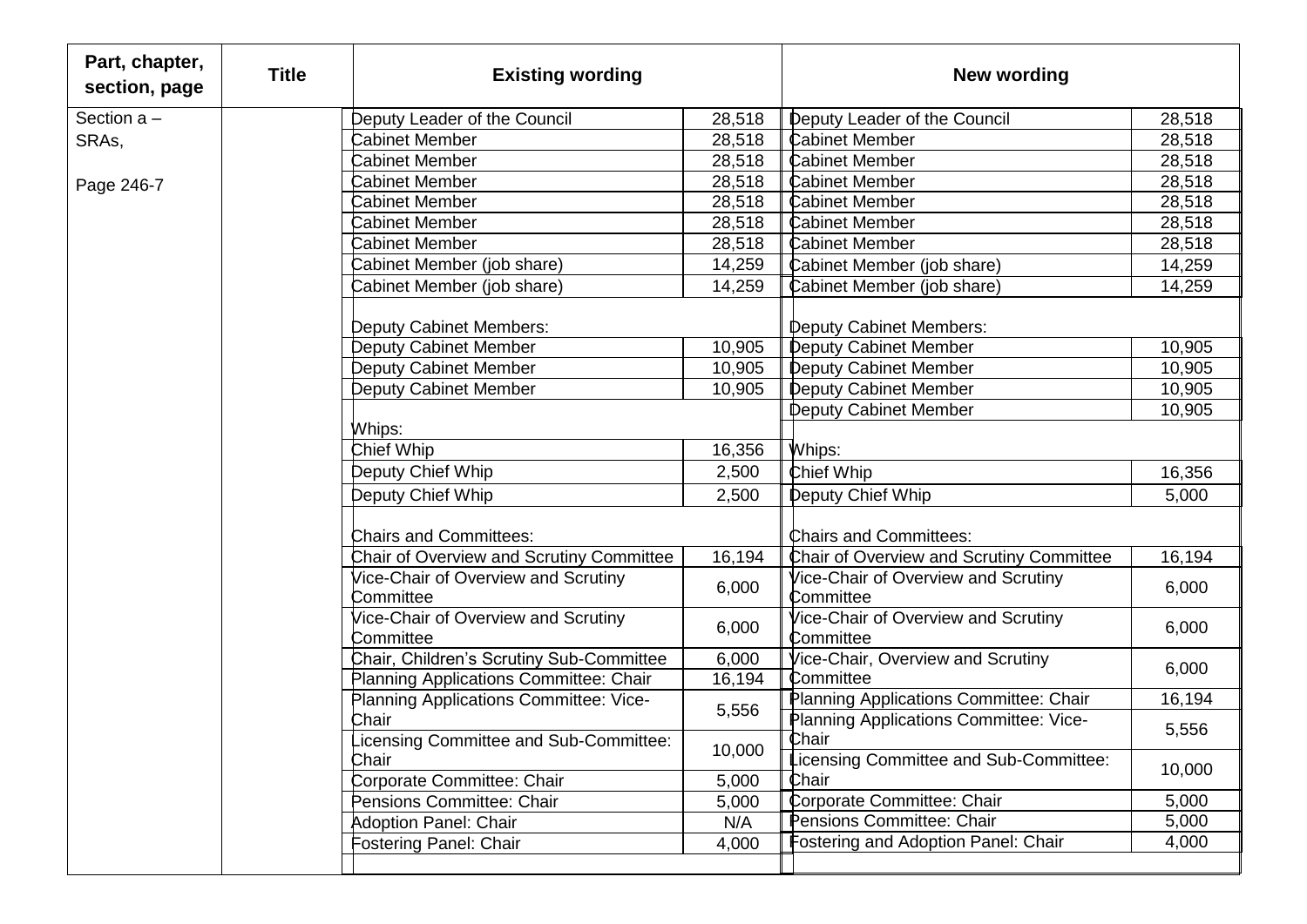| Part, chapter, section, page | Title | Existing wording | | New wording | |
|---|---|---|---|---|---|
| Section a – SRAs, Page 246-7 | | Deputy Leader of the Council | 28,518 | Deputy Leader of the Council | 28,518 |
| | | Cabinet Member | 28,518 | Cabinet Member | 28,518 |
| | | Cabinet Member | 28,518 | Cabinet Member | 28,518 |
| | | Cabinet Member | 28,518 | Cabinet Member | 28,518 |
| | | Cabinet Member | 28,518 | Cabinet Member | 28,518 |
| | | Cabinet Member | 28,518 | Cabinet Member | 28,518 |
| | | Cabinet Member | 28,518 | Cabinet Member | 28,518 |
| | | Cabinet Member (job share) | 14,259 | Cabinet Member (job share) | 14,259 |
| | | Cabinet Member (job share) | 14,259 | Cabinet Member (job share) | 14,259 |
| | | Deputy Cabinet Members: | | Deputy Cabinet Members: | |
| | | Deputy Cabinet Member | 10,905 | Deputy Cabinet Member | 10,905 |
| | | Deputy Cabinet Member | 10,905 | Deputy Cabinet Member | 10,905 |
| | | Deputy Cabinet Member | 10,905 | Deputy Cabinet Member | 10,905 |
| | | | | Deputy Cabinet Member | 10,905 |
| | | Whips: | | Whips: | |
| | | Chief Whip | 16,356 | Chief Whip | 16,356 |
| | | Deputy Chief Whip | 2,500 | Deputy Chief Whip | 5,000 |
| | | Deputy Chief Whip | 2,500 | | |
| | | Chairs and Committees: | | Chairs and Committees: | |
| | | Chair of Overview and Scrutiny Committee | 16,194 | Chair of Overview and Scrutiny Committee | 16,194 |
| | | Vice-Chair of Overview and Scrutiny Committee | 6,000 | Vice-Chair of Overview and Scrutiny Committee | 6,000 |
| | | Vice-Chair of Overview and Scrutiny Committee | 6,000 | Vice-Chair of Overview and Scrutiny Committee | 6,000 |
| | | Chair, Children's Scrutiny Sub-Committee | 6,000 | Vice-Chair, Overview and Scrutiny Committee | 6,000 |
| | | Planning Applications Committee: Chair | 16,194 | Planning Applications Committee: Chair | 16,194 |
| | | Planning Applications Committee: Vice-Chair | 5,556 | Planning Applications Committee: Vice-Chair | 5,556 |
| | | Licensing Committee and Sub-Committee: Chair | 10,000 | Licensing Committee and Sub-Committee: Chair | 10,000 |
| | | Corporate Committee: Chair | 5,000 | Corporate Committee: Chair | 5,000 |
| | | Pensions Committee: Chair | 5,000 | Pensions Committee: Chair | 5,000 |
| | | Adoption Panel: Chair | N/A | Fostering and Adoption Panel: Chair | 4,000 |
| | | Fostering Panel: Chair | 4,000 | | |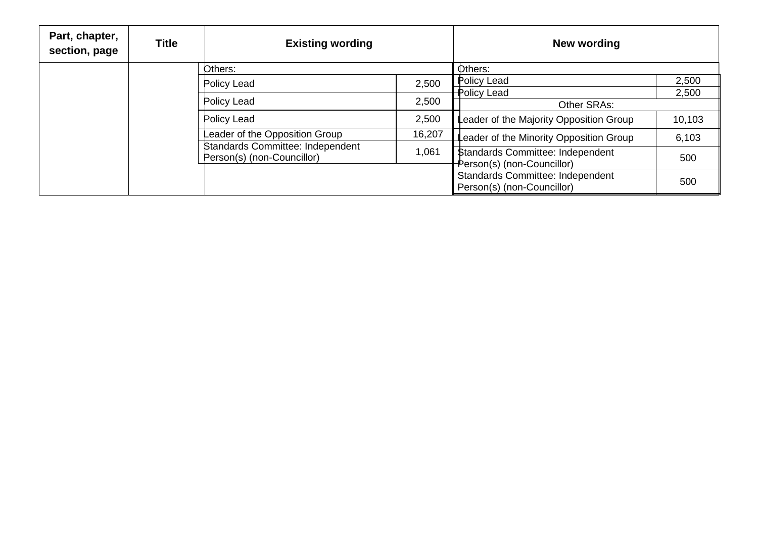| Part, chapter, section, page | Title | Existing wording | | New wording | |
|---|---|---|---|---|---|
| | | Others: | | Others: | |
| | | Policy Lead | 2,500 | Policy Lead | 2,500 |
| | | Policy Lead | 2,500 | Policy Lead | 2,500 |
| | | | | Other SRAs: | |
| | | Policy Lead | 2,500 | Leader of the Majority Opposition Group | 10,103 |
| | | Leader of the Opposition Group | 16,207 | Leader of the Minority Opposition Group | 6,103 |
| | | Standards Committee: Independent Person(s) (non-Councillor) | 1,061 | Standards Committee: Independent Person(s) (non-Councillor) | 500 |
| | | | | Standards Committee: Independent Person(s) (non-Councillor) | 500 |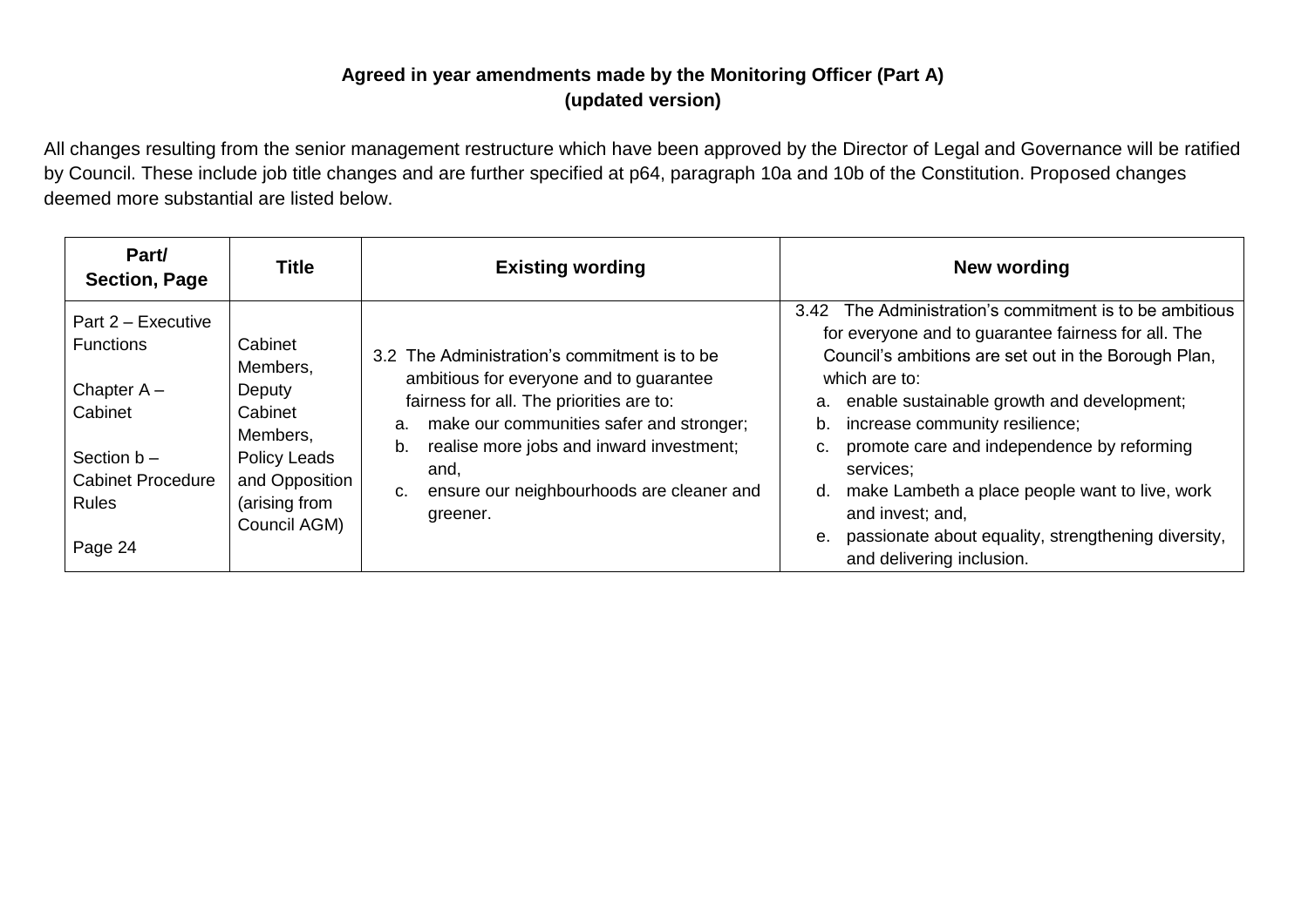**Agreed in year amendments made by the Monitoring Officer (Part A)**
**(updated version)**

All changes resulting from the senior management restructure which have been approved by the Director of Legal and Governance will be ratified by Council. These include job title changes and are further specified at p64, paragraph 10a and 10b of the Constitution. Proposed changes deemed more substantial are listed below.

| Part/ Section, Page | Title | Existing wording | New wording |
|---|---|---|---|
| Part 2 – Executive Functions<br><br>Chapter A – Cabinet<br><br>Section b – Cabinet Procedure Rules<br><br>Page 24 | Cabinet Members, Deputy Cabinet Members, Policy Leads and Opposition (arising from Council AGM) | 3.2 The Administration's commitment is to be ambitious for everyone and to guarantee fairness for all. The priorities are to:<br>a. make our communities safer and stronger;<br>b. realise more jobs and inward investment; and,<br>c. ensure our neighbourhoods are cleaner and greener. | 3.42 The Administration's commitment is to be ambitious for everyone and to guarantee fairness for all. The Council's ambitions are set out in the Borough Plan, which are to:<br>a. enable sustainable growth and development;<br>b. increase community resilience;<br>c. promote care and independence by reforming services;<br>d. make Lambeth a place people want to live, work and invest; and,<br>e. passionate about equality, strengthening diversity, and delivering inclusion. |